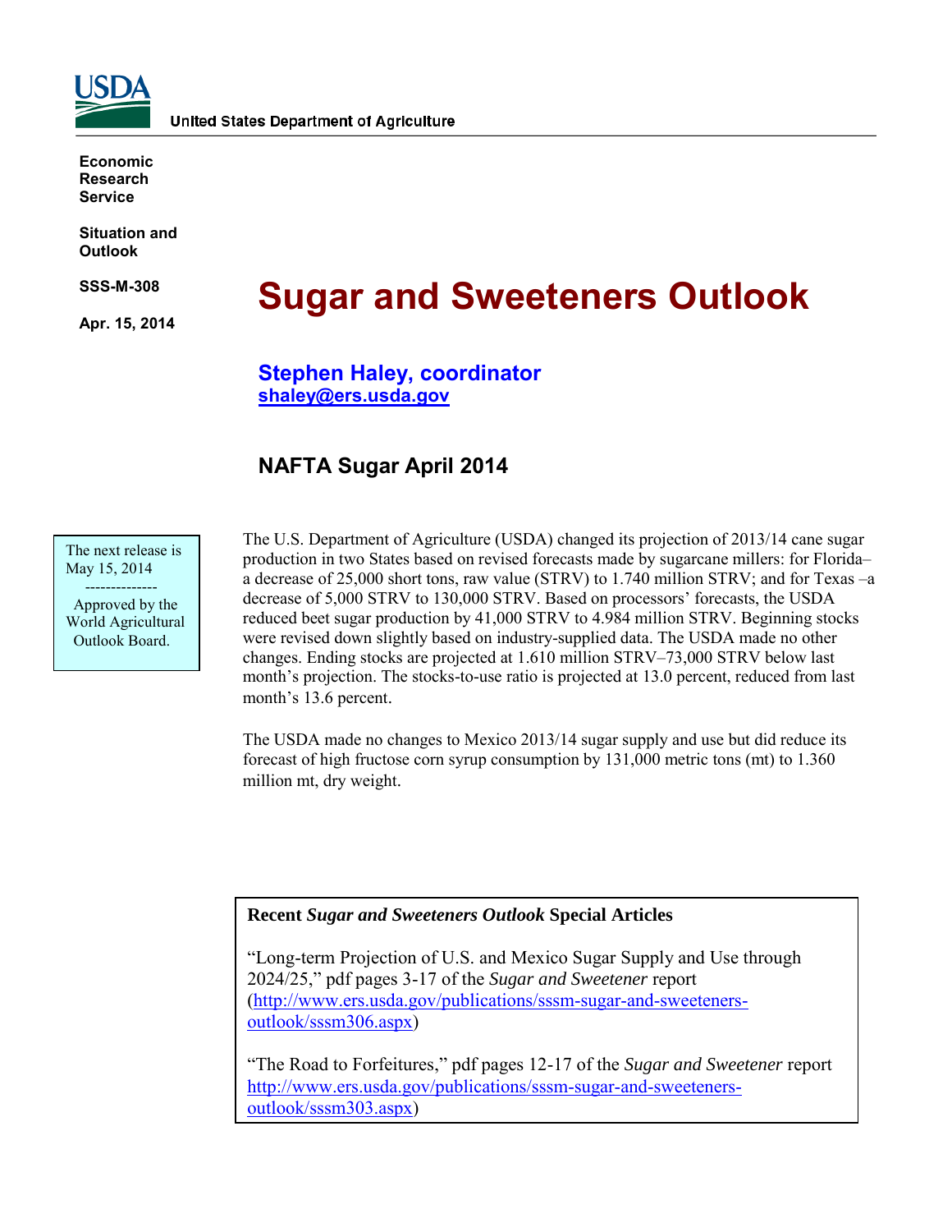United States Department of Agriculture

**Economic Research Service**

**Situation and Outlook**

**SSS-M-308**

**Apr. 15, 2014**

# Sugar and Sweeteners Outlook

**Stephen Haley, coordinator**
**shaley@ers.usda.gov**

## NAFTA Sugar April 2014

The next release is May 15, 2014

--------------

Approved by the World Agricultural Outlook Board.

The U.S. Department of Agriculture (USDA) changed its projection of 2013/14 cane sugar production in two States based on revised forecasts made by sugarcane millers: for Florida–a decrease of 25,000 short tons, raw value (STRV) to 1.740 million STRV; and for Texas –a decrease of 5,000 STRV to 130,000 STRV. Based on processors' forecasts, the USDA reduced beet sugar production by 41,000 STRV to 4.984 million STRV. Beginning stocks were revised down slightly based on industry-supplied data. The USDA made no other changes. Ending stocks are projected at 1.610 million STRV–73,000 STRV below last month's projection. The stocks-to-use ratio is projected at 13.0 percent, reduced from last month's 13.6 percent.

The USDA made no changes to Mexico 2013/14 sugar supply and use but did reduce its forecast of high fructose corn syrup consumption by 131,000 metric tons (mt) to 1.360 million mt, dry weight.

**Recent *Sugar and Sweeteners Outlook* Special Articles**

"Long-term Projection of U.S. and Mexico Sugar Supply and Use through 2024/25," pdf pages 3-17 of the *Sugar and Sweetener* report (http://www.ers.usda.gov/publications/sssm-sugar-and-sweeteners-outlook/sssm306.aspx)

"The Road to Forfeitures," pdf pages 12-17 of the *Sugar and Sweetener* report http://www.ers.usda.gov/publications/sssm-sugar-and-sweeteners-outlook/sssm303.aspx)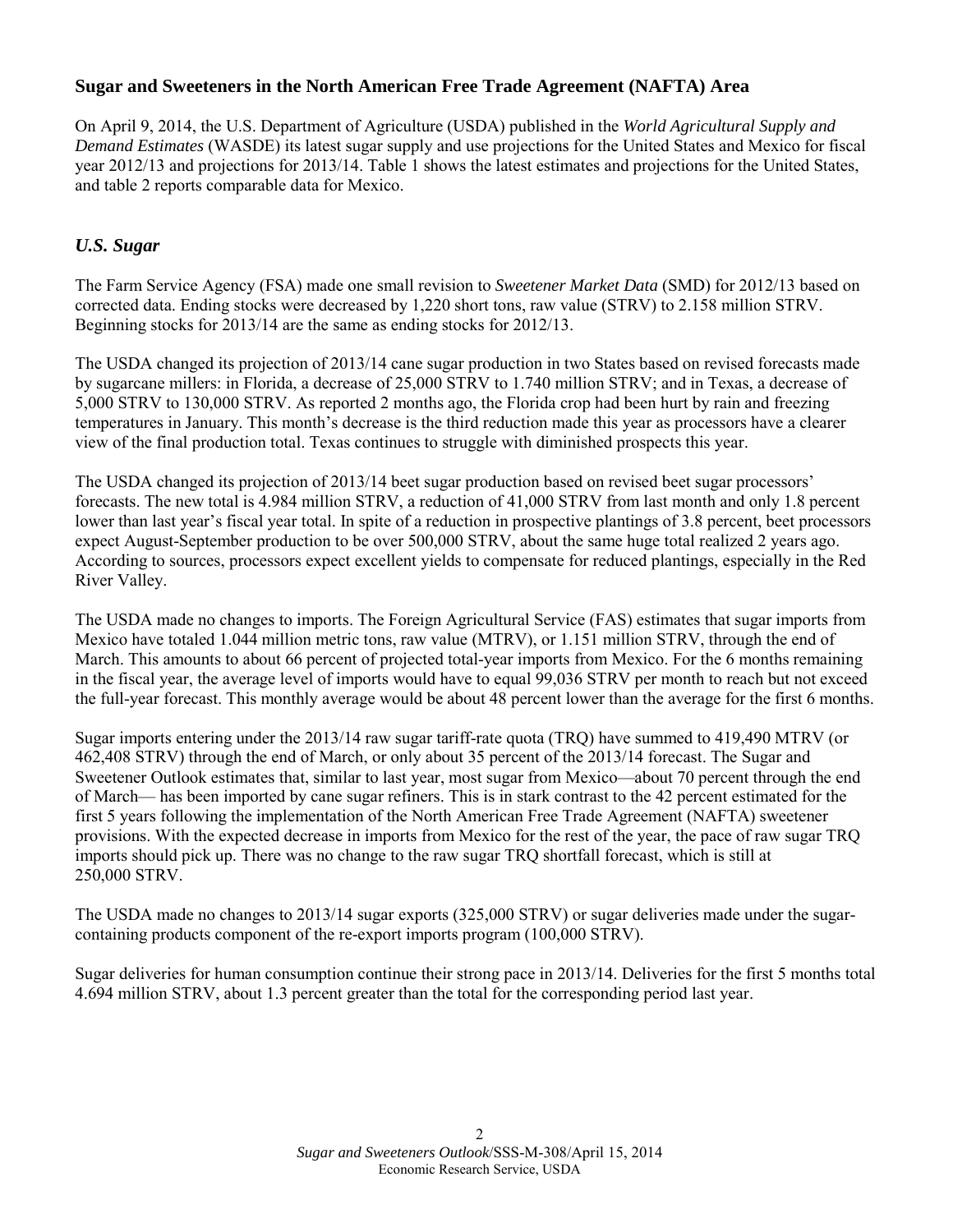## Sugar and Sweeteners in the North American Free Trade Agreement (NAFTA) Area

On April 9, 2014, the U.S. Department of Agriculture (USDA) published in the *World Agricultural Supply and Demand Estimates* (WASDE) its latest sugar supply and use projections for the United States and Mexico for fiscal year 2012/13 and projections for 2013/14. Table 1 shows the latest estimates and projections for the United States, and table 2 reports comparable data for Mexico.

### *U.S. Sugar*

The Farm Service Agency (FSA) made one small revision to *Sweetener Market Data* (SMD) for 2012/13 based on corrected data. Ending stocks were decreased by 1,220 short tons, raw value (STRV) to 2.158 million STRV. Beginning stocks for 2013/14 are the same as ending stocks for 2012/13.

The USDA changed its projection of 2013/14 cane sugar production in two States based on revised forecasts made by sugarcane millers: in Florida, a decrease of 25,000 STRV to 1.740 million STRV; and in Texas, a decrease of 5,000 STRV to 130,000 STRV. As reported 2 months ago, the Florida crop had been hurt by rain and freezing temperatures in January. This month's decrease is the third reduction made this year as processors have a clearer view of the final production total. Texas continues to struggle with diminished prospects this year.

The USDA changed its projection of 2013/14 beet sugar production based on revised beet sugar processors' forecasts. The new total is 4.984 million STRV, a reduction of 41,000 STRV from last month and only 1.8 percent lower than last year's fiscal year total. In spite of a reduction in prospective plantings of 3.8 percent, beet processors expect August-September production to be over 500,000 STRV, about the same huge total realized 2 years ago. According to sources, processors expect excellent yields to compensate for reduced plantings, especially in the Red River Valley.

The USDA made no changes to imports. The Foreign Agricultural Service (FAS) estimates that sugar imports from Mexico have totaled 1.044 million metric tons, raw value (MTRV), or 1.151 million STRV, through the end of March. This amounts to about 66 percent of projected total-year imports from Mexico. For the 6 months remaining in the fiscal year, the average level of imports would have to equal 99,036 STRV per month to reach but not exceed the full-year forecast. This monthly average would be about 48 percent lower than the average for the first 6 months.

Sugar imports entering under the 2013/14 raw sugar tariff-rate quota (TRQ) have summed to 419,490 MTRV (or 462,408 STRV) through the end of March, or only about 35 percent of the 2013/14 forecast. The Sugar and Sweetener Outlook estimates that, similar to last year, most sugar from Mexico—about 70 percent through the end of March— has been imported by cane sugar refiners. This is in stark contrast to the 42 percent estimated for the first 5 years following the implementation of the North American Free Trade Agreement (NAFTA) sweetener provisions. With the expected decrease in imports from Mexico for the rest of the year, the pace of raw sugar TRQ imports should pick up. There was no change to the raw sugar TRQ shortfall forecast, which is still at 250,000 STRV.

The USDA made no changes to 2013/14 sugar exports (325,000 STRV) or sugar deliveries made under the sugar-containing products component of the re-export imports program (100,000 STRV).

Sugar deliveries for human consumption continue their strong pace in 2013/14. Deliveries for the first 5 months total 4.694 million STRV, about 1.3 percent greater than the total for the corresponding period last year.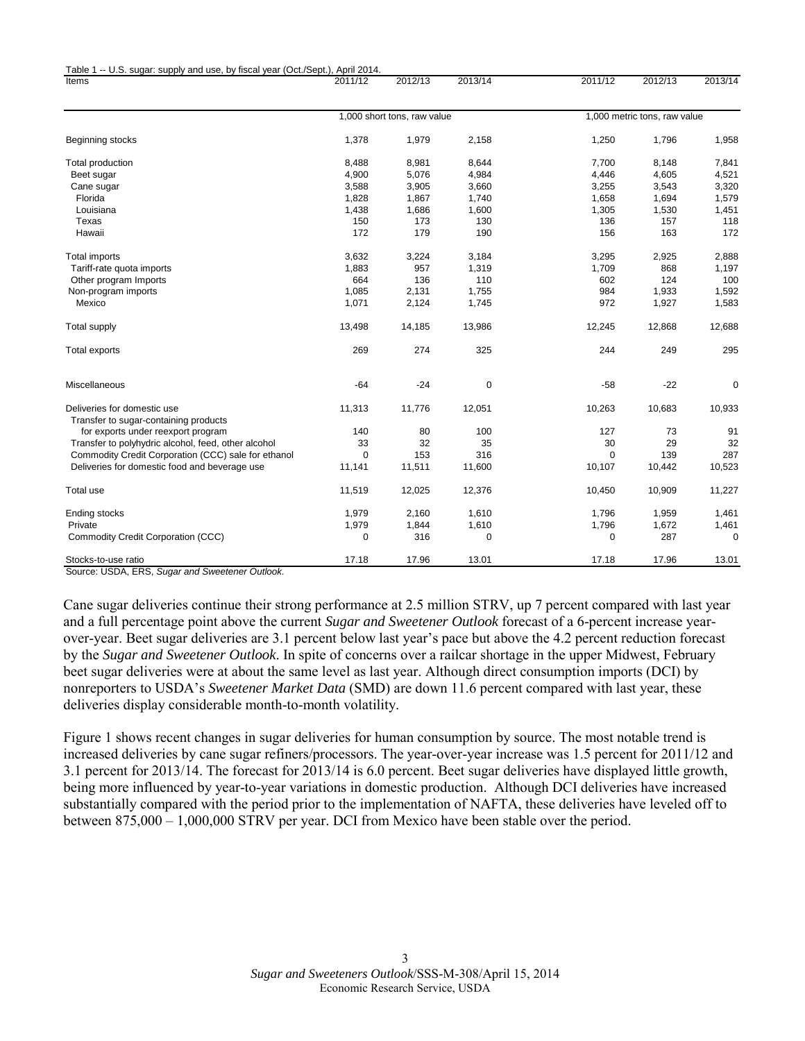Table 1 -- U.S. sugar: supply and use, by fiscal year (Oct./Sept.), April 2014.

| Items | 2011/12 | 2012/13 | 2013/14 | 2011/12 | 2012/13 | 2013/14 |
|---|---|---|---|---|---|---|
| | 1,000 short tons, raw value | | | 1,000 metric tons, raw value | | |
| Beginning stocks | 1,378 | 1,979 | 2,158 | 1,250 | 1,796 | 1,958 |
| Total production | 8,488 | 8,981 | 8,644 | 7,700 | 8,148 | 7,841 |
| Beet sugar | 4,900 | 5,076 | 4,984 | 4,446 | 4,605 | 4,521 |
| Cane sugar | 3,588 | 3,905 | 3,660 | 3,255 | 3,543 | 3,320 |
| Florida | 1,828 | 1,867 | 1,740 | 1,658 | 1,694 | 1,579 |
| Louisiana | 1,438 | 1,686 | 1,600 | 1,305 | 1,530 | 1,451 |
| Texas | 150 | 173 | 130 | 136 | 157 | 118 |
| Hawaii | 172 | 179 | 190 | 156 | 163 | 172 |
| Total imports | 3,632 | 3,224 | 3,184 | 3,295 | 2,925 | 2,888 |
| Tariff-rate quota imports | 1,883 | 957 | 1,319 | 1,709 | 868 | 1,197 |
| Other program Imports | 664 | 136 | 110 | 602 | 124 | 100 |
| Non-program imports | 1,085 | 2,131 | 1,755 | 984 | 1,933 | 1,592 |
| Mexico | 1,071 | 2,124 | 1,745 | 972 | 1,927 | 1,583 |
| Total supply | 13,498 | 14,185 | 13,986 | 12,245 | 12,868 | 12,688 |
| Total exports | 269 | 274 | 325 | 244 | 249 | 295 |
| Miscellaneous | -64 | -24 | 0 | -58 | -22 | 0 |
| Deliveries for domestic use | 11,313 | 11,776 | 12,051 | 10,263 | 10,683 | 10,933 |
| Transfer to sugar-containing products for exports under reexport program | 140 | 80 | 100 | 127 | 73 | 91 |
| Transfer to polyhydric alcohol, feed, other alcohol | 33 | 32 | 35 | 30 | 29 | 32 |
| Commodity Credit Corporation (CCC) sale for ethanol | 0 | 153 | 316 | 0 | 139 | 287 |
| Deliveries for domestic food and beverage use | 11,141 | 11,511 | 11,600 | 10,107 | 10,442 | 10,523 |
| Total use | 11,519 | 12,025 | 12,376 | 10,450 | 10,909 | 11,227 |
| Ending stocks | 1,979 | 2,160 | 1,610 | 1,796 | 1,959 | 1,461 |
| Private | 1,979 | 1,844 | 1,610 | 1,796 | 1,672 | 1,461 |
| Commodity Credit Corporation (CCC) | 0 | 316 | 0 | 0 | 287 | 0 |
| Stocks-to-use ratio | 17.18 | 17.96 | 13.01 | 17.18 | 17.96 | 13.01 |

Source: USDA, ERS, *Sugar and Sweetener Outlook.*

Cane sugar deliveries continue their strong performance at 2.5 million STRV, up 7 percent compared with last year and a full percentage point above the current *Sugar and Sweetener Outlook* forecast of a 6-percent increase year-over-year. Beet sugar deliveries are 3.1 percent below last year's pace but above the 4.2 percent reduction forecast by the *Sugar and Sweetener Outlook*. In spite of concerns over a railcar shortage in the upper Midwest, February beet sugar deliveries were at about the same level as last year. Although direct consumption imports (DCI) by nonreporters to USDA's *Sweetener Market Data* (SMD) are down 11.6 percent compared with last year, these deliveries display considerable month-to-month volatility.

Figure 1 shows recent changes in sugar deliveries for human consumption by source. The most notable trend is increased deliveries by cane sugar refiners/processors. The year-over-year increase was 1.5 percent for 2011/12 and 3.1 percent for 2013/14. The forecast for 2013/14 is 6.0 percent. Beet sugar deliveries have displayed little growth, being more influenced by year-to-year variations in domestic production. Although DCI deliveries have increased substantially compared with the period prior to the implementation of NAFTA, these deliveries have leveled off to between 875,000 – 1,000,000 STRV per year. DCI from Mexico have been stable over the period.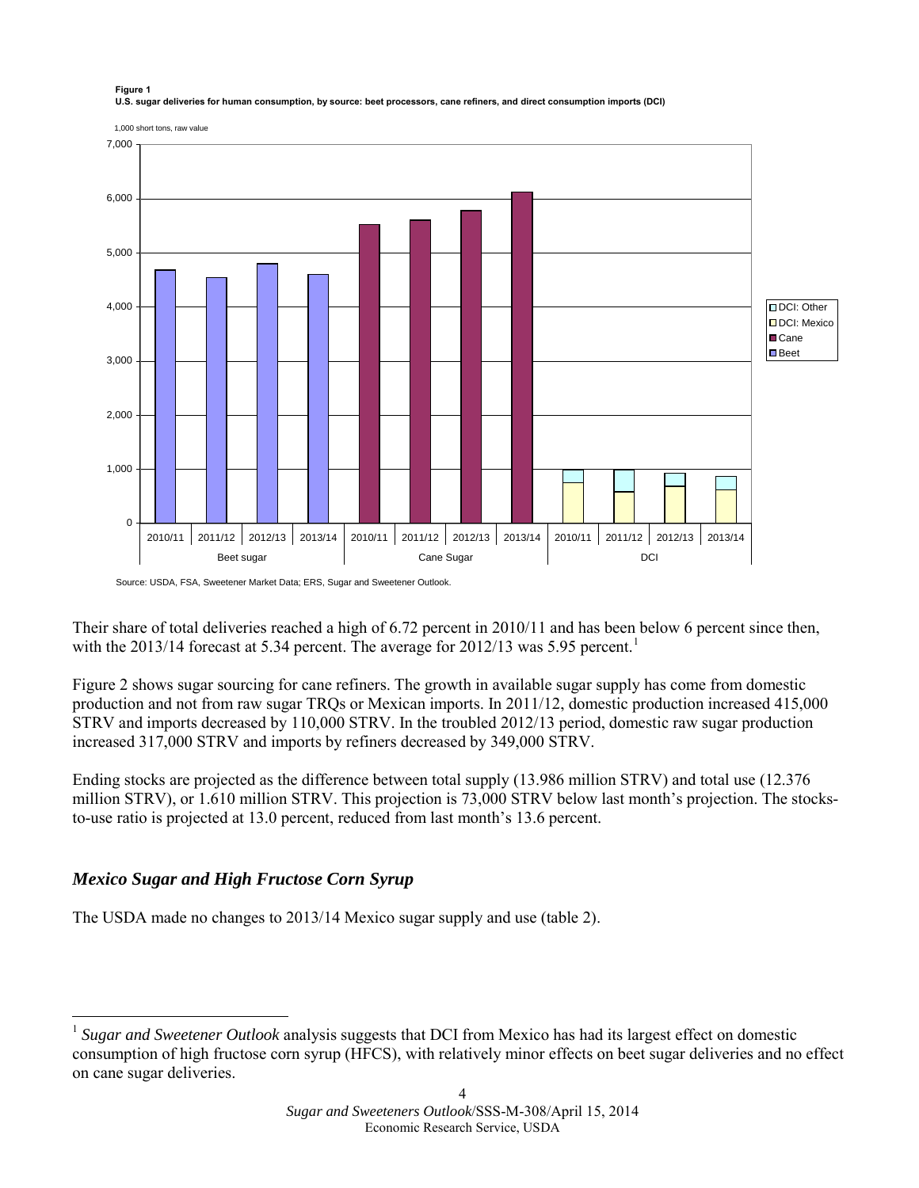**Figure 1**
**U.S. sugar deliveries for human consumption, by source: beet processors, cane refiners, and direct consumption imports (DCI)**

Source: USDA, FSA, Sweetener Market Data; ERS, Sugar and Sweetener Outlook.

Their share of total deliveries reached a high of 6.72 percent in 2010/11 and has been below 6 percent since then, with the 2013/14 forecast at 5.34 percent. The average for 2012/13 was 5.95 percent.[1]

Figure 2 shows sugar sourcing for cane refiners. The growth in available sugar supply has come from domestic production and not from raw sugar TRQs or Mexican imports. In 2011/12, domestic production increased 415,000 STRV and imports decreased by 110,000 STRV. In the troubled 2012/13 period, domestic raw sugar production increased 317,000 STRV and imports by refiners decreased by 349,000 STRV.

Ending stocks are projected as the difference between total supply (13.986 million STRV) and total use (12.376 million STRV), or 1.610 million STRV. This projection is 73,000 STRV below last month's projection. The stocks-to-use ratio is projected at 13.0 percent, reduced from last month's 13.6 percent.

## *Mexico Sugar and High Fructose Corn Syrup*

The USDA made no changes to 2013/14 Mexico sugar supply and use (table 2).

[1] *Sugar and Sweetener Outlook* analysis suggests that DCI from Mexico has had its largest effect on domestic consumption of high fructose corn syrup (HFCS), with relatively minor effects on beet sugar deliveries and no effect on cane sugar deliveries.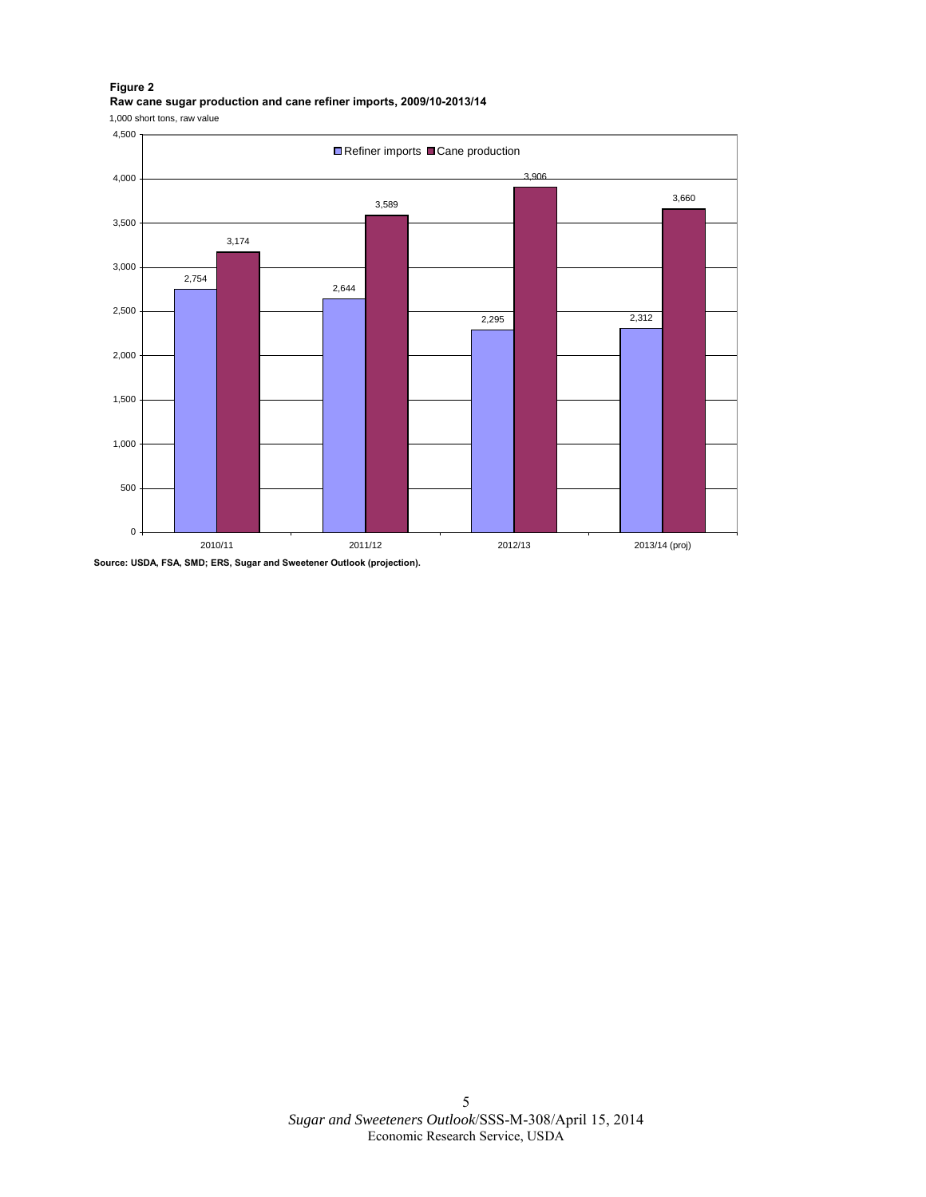**Figure 2**
**Raw cane sugar production and cane refiner imports, 2009/10-2013/14**

1,000 short tons, raw value

| | Refiner imports | Cane production |
|---|---|---|
| 2010/11 | 2,754 | 3,174 |
| 2011/12 | 2,644 | 3,589 |
| 2012/13 | 2,295 | 3,906 |
| 2013/14 (proj) | 2,312 | 3,660 |

**Source: USDA, FSA, SMD; ERS, Sugar and Sweetener Outlook (projection).**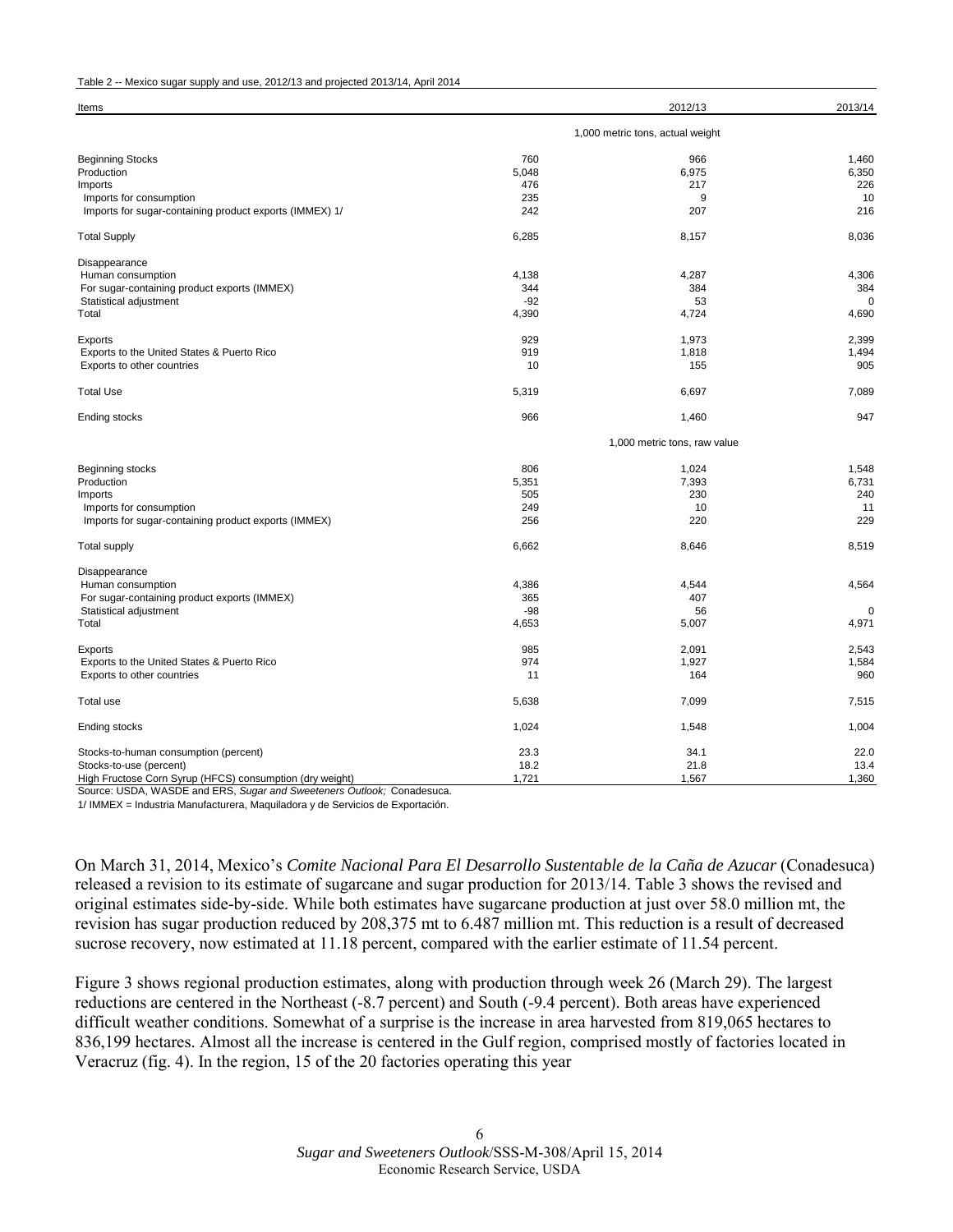Table 2 -- Mexico sugar supply and use, 2012/13 and projected 2013/14, April 2014

| Items | | 2012/13 | 2013/14 |
|---|---|---|---|
| | 1,000 metric tons, actual weight | | |
| Beginning Stocks | 760 | 966 | 1,460 |
| Production | 5,048 | 6,975 | 6,350 |
| Imports | 476 | 217 | 226 |
| Imports for consumption | 235 | 9 | 10 |
| Imports for sugar-containing product exports (IMMEX) 1/ | 242 | 207 | 216 |
| Total Supply | 6,285 | 8,157 | 8,036 |
| Disappearance | | | |
| Human consumption | 4,138 | 4,287 | 4,306 |
| For sugar-containing product exports (IMMEX) | 344 | 384 | 384 |
| Statistical adjustment | -92 | 53 | 0 |
| Total | 4,390 | 4,724 | 4,690 |
| Exports | 929 | 1,973 | 2,399 |
| Exports to the United States & Puerto Rico | 919 | 1,818 | 1,494 |
| Exports to other countries | 10 | 155 | 905 |
| Total Use | 5,319 | 6,697 | 7,089 |
| Ending stocks | 966 | 1,460 | 947 |
| | 1,000 metric tons, raw value | | |
| Beginning stocks | 806 | 1,024 | 1,548 |
| Production | 5,351 | 7,393 | 6,731 |
| Imports | 505 | 230 | 240 |
| Imports for consumption | 249 | 10 | 11 |
| Imports for sugar-containing product exports (IMMEX) | 256 | 220 | 229 |
| Total supply | 6,662 | 8,646 | 8,519 |
| Disappearance | | | |
| Human consumption | 4,386 | 4,544 | 4,564 |
| For sugar-containing product exports (IMMEX) | 365 | 407 | |
| Statistical adjustment | -98 | 56 | 0 |
| Total | 4,653 | 5,007 | 4,971 |
| Exports | 985 | 2,091 | 2,543 |
| Exports to the United States & Puerto Rico | 974 | 1,927 | 1,584 |
| Exports to other countries | 11 | 164 | 960 |
| Total use | 5,638 | 7,099 | 7,515 |
| Ending stocks | 1,024 | 1,548 | 1,004 |
| Stocks-to-human consumption (percent) | 23.3 | 34.1 | 22.0 |
| Stocks-to-use (percent) | 18.2 | 21.8 | 13.4 |
| High Fructose Corn Syrup (HFCS) consumption (dry weight) | 1,721 | 1,567 | 1,360 |

Source: USDA, WASDE and ERS, *Sugar and Sweeteners Outlook;* Conadesuca.

1/ IMMEX = Industria Manufacturera, Maquiladora y de Servicios de Exportación.

On March 31, 2014, Mexico's *Comite Nacional Para El Desarrollo Sustentable de la Caña de Azucar* (Conadesuca) released a revision to its estimate of sugarcane and sugar production for 2013/14. Table 3 shows the revised and original estimates side-by-side. While both estimates have sugarcane production at just over 58.0 million mt, the revision has sugar production reduced by 208,375 mt to 6.487 million mt. This reduction is a result of decreased sucrose recovery, now estimated at 11.18 percent, compared with the earlier estimate of 11.54 percent.

Figure 3 shows regional production estimates, along with production through week 26 (March 29). The largest reductions are centered in the Northeast (-8.7 percent) and South (-9.4 percent). Both areas have experienced difficult weather conditions. Somewhat of a surprise is the increase in area harvested from 819,065 hectares to 836,199 hectares. Almost all the increase is centered in the Gulf region, comprised mostly of factories located in Veracruz (fig. 4). In the region, 15 of the 20 factories operating this year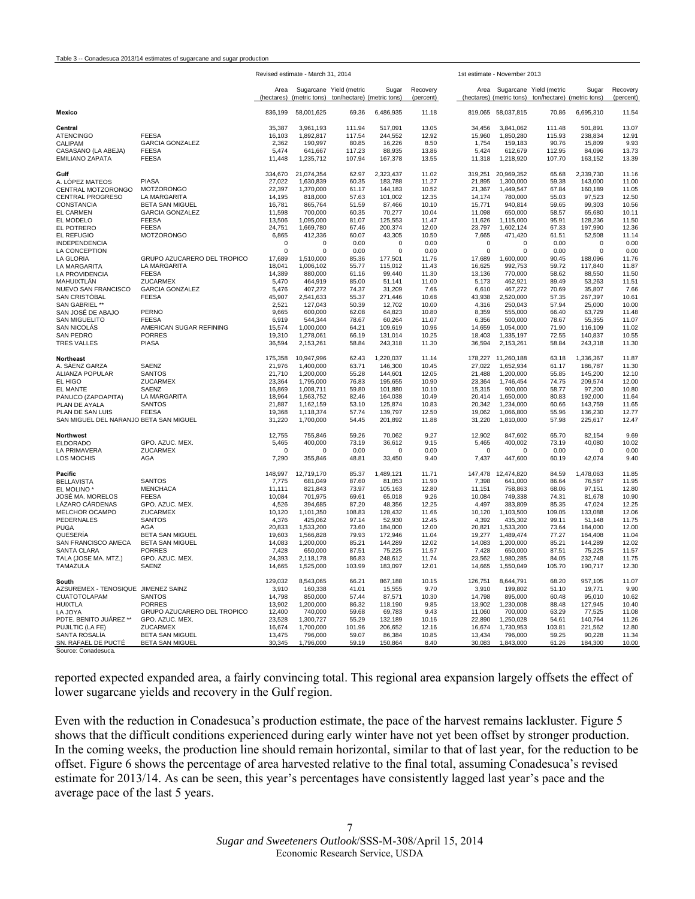Table 3 -- Conadesuca 2013/14 estimates of sugarcane and sugar production

| | | Revised estimate - March 31, 2014 | | | | | 1st estimate - November 2013 | | | | |
|---|---|---|---|---|---|---|---|---|---|---|---|
| | | Area (hectares) | Sugarcane (metric tons) | Yield (metric ton/hectare) | Sugar (metric tons) | Recovery (percent) | Area (hectares) | Sugarcane (metric tons) | Yield (metric ton/hectare) | Sugar (metric tons) | Recovery (percent) |
| **Mexico** | | 836,199 | 58,001,625 | 69.36 | 6,486,935 | 11.18 | 819,065 | 58,037,815 | 70.86 | 6,695,310 | 11.54 |
| **Central** | | 35,387 | 3,961,193 | 111.94 | 517,091 | 13.05 | 34,456 | 3,841,062 | 111.48 | 501,891 | 13.07 |
| ATENCINGO | FEESA | 16,103 | 1,892,817 | 117.54 | 244,552 | 12.92 | 15,960 | 1,850,280 | 115.93 | 238,834 | 12.91 |
| CALIPAM | GARCIA GONZALEZ | 2,362 | 190,997 | 80.85 | 16,226 | 8.50 | 1,754 | 159,183 | 90.76 | 15,809 | 9.93 |
| CASASANO (LA ABEJA) | FEESA | 5,474 | 641,667 | 117.23 | 88,935 | 13.86 | 5,424 | 612,679 | 112.95 | 84,096 | 13.73 |
| EMILIANO ZAPATA | FEESA | 11,448 | 1,235,712 | 107.94 | 167,378 | 13.55 | 11,318 | 1,218,920 | 107.70 | 163,152 | 13.39 |
| **Gulf** | | 334,670 | 21,074,354 | 62.97 | 2,323,437 | 11.02 | 319,251 | 20,969,352 | 65.68 | 2,339,730 | 11.16 |
| A. LÓPEZ MATEOS | PIASA | 27,022 | 1,630,839 | 60.35 | 183,788 | 11.27 | 21,895 | 1,300,000 | 59.38 | 143,000 | 11.00 |
| CENTRAL MOTZORONGO | MOTZORONGO | 22,397 | 1,370,000 | 61.17 | 144,183 | 10.52 | 21,367 | 1,449,547 | 67.84 | 160,189 | 11.05 |
| CENTRAL PROGRESO | LA MARGARITA | 14,195 | 818,000 | 57.63 | 101,002 | 12.35 | 14,174 | 780,000 | 55.03 | 97,523 | 12.50 |
| CONSTANCIA | BETA SAN MIGUEL | 16,781 | 865,764 | 51.59 | 87,466 | 10.10 | 15,771 | 940,814 | 59.65 | 99,303 | 10.56 |
| EL CARMEN | GARCIA GONZALEZ | 11,598 | 700,000 | 60.35 | 70,277 | 10.04 | 11,098 | 650,000 | 58.57 | 65,680 | 10.11 |
| EL MODELO | FEESA | 13,506 | 1,095,000 | 81.07 | 125,553 | 11.47 | 11,626 | 1,115,000 | 95.91 | 128,236 | 11.50 |
| EL POTRERO | FEESA | 24,751 | 1,669,780 | 67.46 | 200,374 | 12.00 | 23,797 | 1,602,124 | 67.33 | 197,990 | 12.36 |
| EL REFUGIO | MOTZORONGO | 6,865 | 412,336 | 60.07 | 43,305 | 10.50 | 7,665 | 471,420 | 61.51 | 52,508 | 11.14 |
| INDEPENDENCIA | | 0 | 0 | 0.00 | 0 | 0.00 | 0 | 0 | 0.00 | 0 | 0.00 |
| LA CONCEPTION | | 0 | 0 | 0.00 | 0 | 0.00 | 0 | 0 | 0.00 | 0 | 0.00 |
| LA GLORIA | GRUPO AZUCARERO DEL TROPICO | 17,689 | 1,510,000 | 85.36 | 177,501 | 11.76 | 17,689 | 1,600,000 | 90.45 | 188,096 | 11.76 |
| LA MARGARITA | LA MARGARITA | 18,041 | 1,006,102 | 55.77 | 115,012 | 11.43 | 16,625 | 992,753 | 59.72 | 117,840 | 11.87 |
| LA PROVIDENCIA | FEESA | 14,389 | 880,000 | 61.16 | 99,440 | 11.30 | 13,136 | 770,000 | 58.62 | 88,550 | 11.50 |
| MAHUIXTLÁN | ZUCARMEX | 5,470 | 464,919 | 85.00 | 51,141 | 11.00 | 5,173 | 462,921 | 89.49 | 53,263 | 11.51 |
| NUEVO SAN FRANCISCO | GARCIA GONZALEZ | 5,476 | 407,272 | 74.37 | 31,209 | 7.66 | 6,610 | 467,272 | 70.69 | 35,807 | 7.66 |
| SAN CRISTÓBAL | FEESA | 45,907 | 2,541,633 | 55.37 | 271,446 | 10.68 | 43,938 | 2,520,000 | 57.35 | 267,397 | 10.61 |
| SAN GABRIEL ** | | 2,521 | 127,043 | 50.39 | 12,702 | 10.00 | 4,316 | 250,043 | 57.94 | 25,000 | 10.00 |
| SAN JOSÉ DE ABAJO | PERNO | 9,665 | 600,000 | 62.08 | 64,823 | 10.80 | 8,359 | 555,000 | 66.40 | 63,729 | 11.48 |
| SAN MIGUELITO | FEESA | 6,919 | 544,344 | 78.67 | 60,264 | 11.07 | 6,356 | 500,000 | 78.67 | 55,355 | 11.07 |
| SAN NICOLÁS | AMERICAN SUGAR REFINING | 15,574 | 1,000,000 | 64.21 | 109,619 | 10.96 | 14,659 | 1,054,000 | 71.90 | 116,109 | 11.02 |
| SAN PEDRO | PORRES | 19,310 | 1,278,061 | 66.19 | 131,014 | 10.25 | 18,403 | 1,335,197 | 72.55 | 140,837 | 10.55 |
| TRES VALLES | PIASA | 36,594 | 2,153,261 | 58.84 | 243,318 | 11.30 | 36,594 | 2,153,261 | 58.84 | 243,318 | 11.30 |
| **Northeast** | | 175,358 | 10,947,996 | 62.43 | 1,220,037 | 11.14 | 178,227 | 11,260,188 | 63.18 | 1,336,367 | 11.87 |
| A. SÁENZ GARZA | SAENZ | 21,976 | 1,400,000 | 63.71 | 146,300 | 10.45 | 27,022 | 1,652,934 | 61.17 | 186,787 | 11.30 |
| ALIANZA POPULAR | SANTOS | 21,710 | 1,200,000 | 55.28 | 144,601 | 12.05 | 21,488 | 1,200,000 | 55.85 | 145,200 | 12.10 |
| EL HIGO | ZUCARMEX | 23,364 | 1,795,000 | 76.83 | 195,655 | 10.90 | 23,364 | 1,746,454 | 74.75 | 209,574 | 12.00 |
| EL MANTE | SAENZ | 16,869 | 1,008,711 | 59.80 | 101,880 | 10.10 | 15,315 | 900,000 | 58.77 | 97,200 | 10.80 |
| PÁNUCO (ZAPOAPITA) | LA MARGARITA | 18,964 | 1,563,752 | 82.46 | 164,038 | 10.49 | 20,414 | 1,650,000 | 80.83 | 192,000 | 11.64 |
| PLAN DE AYALA | SANTOS | 21,887 | 1,162,159 | 53.10 | 125,874 | 10.83 | 20,342 | 1,234,000 | 60.66 | 143,759 | 11.65 |
| PLAN DE SAN LUIS | FEESA | 19,368 | 1,118,374 | 57.74 | 139,797 | 12.50 | 19,062 | 1,066,800 | 55.96 | 136,230 | 12.77 |
| SAN MIGUEL DEL NARANJO | BETA SAN MIGUEL | 31,220 | 1,700,000 | 54.45 | 201,892 | 11.88 | 31,220 | 1,810,000 | 57.98 | 225,617 | 12.47 |
| **Northwest** | | 12,755 | 755,846 | 59.26 | 70,062 | 9.27 | 12,902 | 847,602 | 65.70 | 82,154 | 9.69 |
| ELDORADO | GPO. AZUC. MEX. | 5,465 | 400,000 | 73.19 | 36,612 | 9.15 | 5,465 | 400,002 | 73.19 | 40,080 | 10.02 |
| LA PRIMAVERA | ZUCARMEX | 0 | 0 | 0.00 | 0 | 0.00 | 0 | 0 | 0.00 | 0 | 0.00 |
| LOS MOCHIS | AGA | 7,290 | 355,846 | 48.81 | 33,450 | 9.40 | 7,437 | 447,600 | 60.19 | 42,074 | 9.40 |
| **Pacific** | | 148,997 | 12,719,170 | 85.37 | 1,489,121 | 11.71 | 147,478 | 12,474,820 | 84.59 | 1,478,063 | 11.85 |
| BELLAVISTA | SANTOS | 7,775 | 681,049 | 87.60 | 81,053 | 11.90 | 7,398 | 641,000 | 86.64 | 76,587 | 11.95 |
| EL MOLINO * | MENCHACA | 11,111 | 821,843 | 73.97 | 105,163 | 12.80 | 11,151 | 758,863 | 68.06 | 97,151 | 12.80 |
| JOSÉ MA. MORELOS | FEESA | 10,084 | 701,975 | 69.61 | 65,018 | 9.26 | 10,084 | 749,338 | 74.31 | 81,678 | 10.90 |
| LÁZARO CÁRDENAS | GPO. AZUC. MEX. | 4,526 | 394,685 | 87.20 | 48,356 | 12.25 | 4,497 | 383,809 | 85.35 | 47,024 | 12.25 |
| MELCHOR OCAMPO | ZUCARMEX | 10,120 | 1,101,350 | 108.83 | 128,432 | 11.66 | 10,120 | 1,103,500 | 109.05 | 133,088 | 12.06 |
| PEDERNALES | SANTOS | 4,376 | 425,062 | 97.14 | 52,930 | 12.45 | 4,392 | 435,302 | 99.11 | 51,148 | 11.75 |
| PUGA | AGA | 20,833 | 1,533,200 | 73.60 | 184,000 | 12.00 | 20,821 | 1,533,200 | 73.64 | 184,000 | 12.00 |
| QUESERÍA | BETA SAN MIGUEL | 19,603 | 1,566,828 | 79.93 | 172,946 | 11.04 | 19,277 | 1,489,474 | 77.27 | 164,408 | 11.04 |
| SAN FRANCISCO AMECA | BETA SAN MIGUEL | 14,083 | 1,200,000 | 85.21 | 144,289 | 12.02 | 14,083 | 1,200,000 | 85.21 | 144,289 | 12.02 |
| SANTA CLARA | PORRES | 7,428 | 650,000 | 87.51 | 75,225 | 11.57 | 7,428 | 650,000 | 87.51 | 75,225 | 11.57 |
| TALA (JOSE MA. MTZ.) | GPO. AZUC. MEX. | 24,393 | 2,118,178 | 86.83 | 248,612 | 11.74 | 23,562 | 1,980,285 | 84.05 | 232,748 | 11.75 |
| TAMAZULA | SAENZ | 14,665 | 1,525,000 | 103.99 | 183,097 | 12.01 | 14,665 | 1,550,049 | 105.70 | 190,717 | 12.30 |
| **South** | | 129,032 | 8,543,065 | 66.21 | 867,188 | 10.15 | 126,751 | 8,644,791 | 68.20 | 957,105 | 11.07 |
| AZSUREMEX - TENOSIQUE | JIMENEZ SAINZ | 3,910 | 160,338 | 41.01 | 15,555 | 9.70 | 3,910 | 199,802 | 51.10 | 19,771 | 9.90 |
| CUATOTOLAPAM | SANTOS | 14,798 | 850,000 | 57.44 | 87,571 | 10.30 | 14,798 | 895,000 | 60.48 | 95,010 | 10.62 |
| HUIXTLA | PORRES | 13,902 | 1,200,000 | 86.32 | 118,190 | 9.85 | 13,902 | 1,230,008 | 88.48 | 127,945 | 10.40 |
| LA JOYA | GRUPO AZUCARERO DEL TROPICO | 12,400 | 740,000 | 59.68 | 69,783 | 9.43 | 11,060 | 700,000 | 63.29 | 77,525 | 11.08 |
| PDTE. BENITO JUÁREZ ** | GPO. AZUC. MEX. | 23,528 | 1,300,727 | 55.29 | 132,189 | 10.16 | 22,890 | 1,250,028 | 54.61 | 140,764 | 11.26 |
| PUJILTIC (LA FE) | ZUCARMEX | 16,674 | 1,700,000 | 101.96 | 206,652 | 12.16 | 16,674 | 1,730,953 | 103.81 | 221,562 | 12.80 |
| SANTA ROSALÍA | BETA SAN MIGUEL | 13,475 | 796,000 | 59.07 | 86,384 | 10.85 | 13,434 | 796,000 | 59.25 | 90,228 | 11.34 |
| SN. RAFAEL DE PUCTÉ | BETA SAN MIGUEL | 30,345 | 1,796,000 | 59.19 | 150,864 | 8.40 | 30,083 | 1,843,000 | 61.26 | 184,300 | 10.00 |

Source: Conadesuca.

reported expected expanded area, a fairly convincing total. This regional area expansion largely offsets the effect of lower sugarcane yields and recovery in the Gulf region.

Even with the reduction in Conadesuca's production estimate, the pace of the harvest remains lackluster. Figure 5 shows that the difficult conditions experienced during early winter have not yet been offset by stronger production. In the coming weeks, the production line should remain horizontal, similar to that of last year, for the reduction to be offset. Figure 6 shows the percentage of area harvested relative to the final total, assuming Conadesuca's revised estimate for 2013/14. As can be seen, this year's percentages have consistently lagged last year's pace and the average pace of the last 5 years.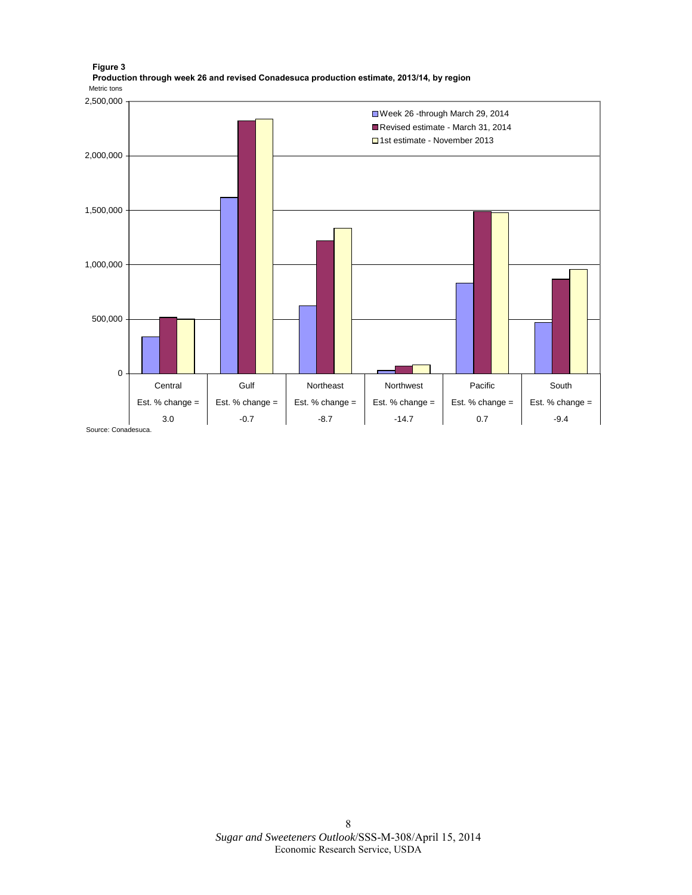**Figure 3**

**Production through week 26 and revised Conadesuca production estimate, 2013/14, by region**

Metric tons

| | Central | Gulf | Northeast | Northwest | Pacific | South |
|---|---|---|---|---|---|---|
| Est. % change = | 3.0 | -0.7 | -8.7 | -14.7 | 0.7 | -9.4 |

Legend: Week 26 -through March 29, 2014; Revised estimate - March 31, 2014; 1st estimate - November 2013

Source: Conadesuca.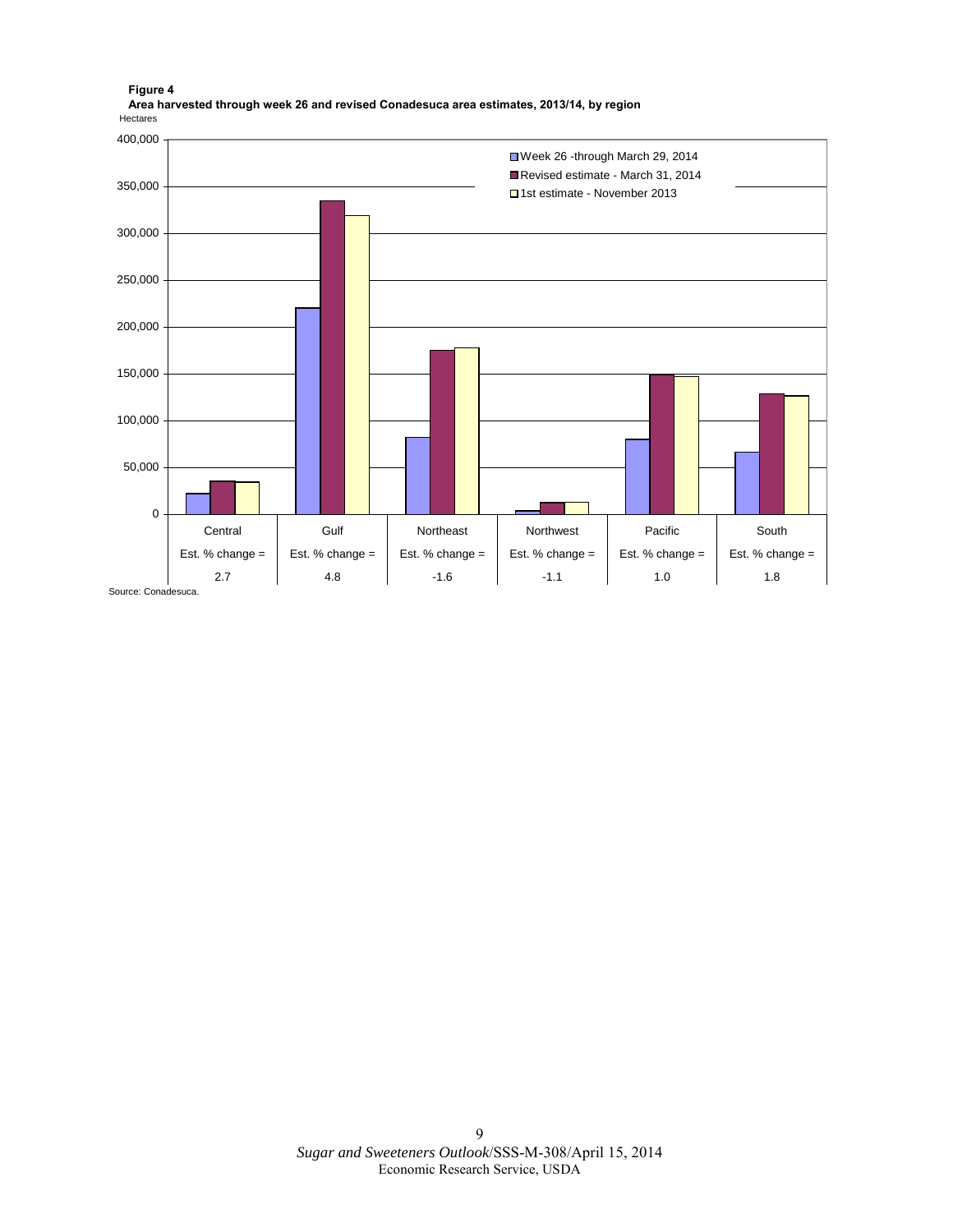**Figure 4**

**Area harvested through week 26 and revised Conadesuca area estimates, 2013/14, by region**

Hectares

| | Central | Gulf | Northeast | Northwest | Pacific | South |
|---|---|---|---|---|---|---|
| Est. % change = | 2.7 | 4.8 | -1.6 | -1.1 | 1.0 | 1.8 |

Legend: Week 26 -through March 29, 2014; Revised estimate - March 31, 2014; 1st estimate - November 2013

Source: Conadesuca.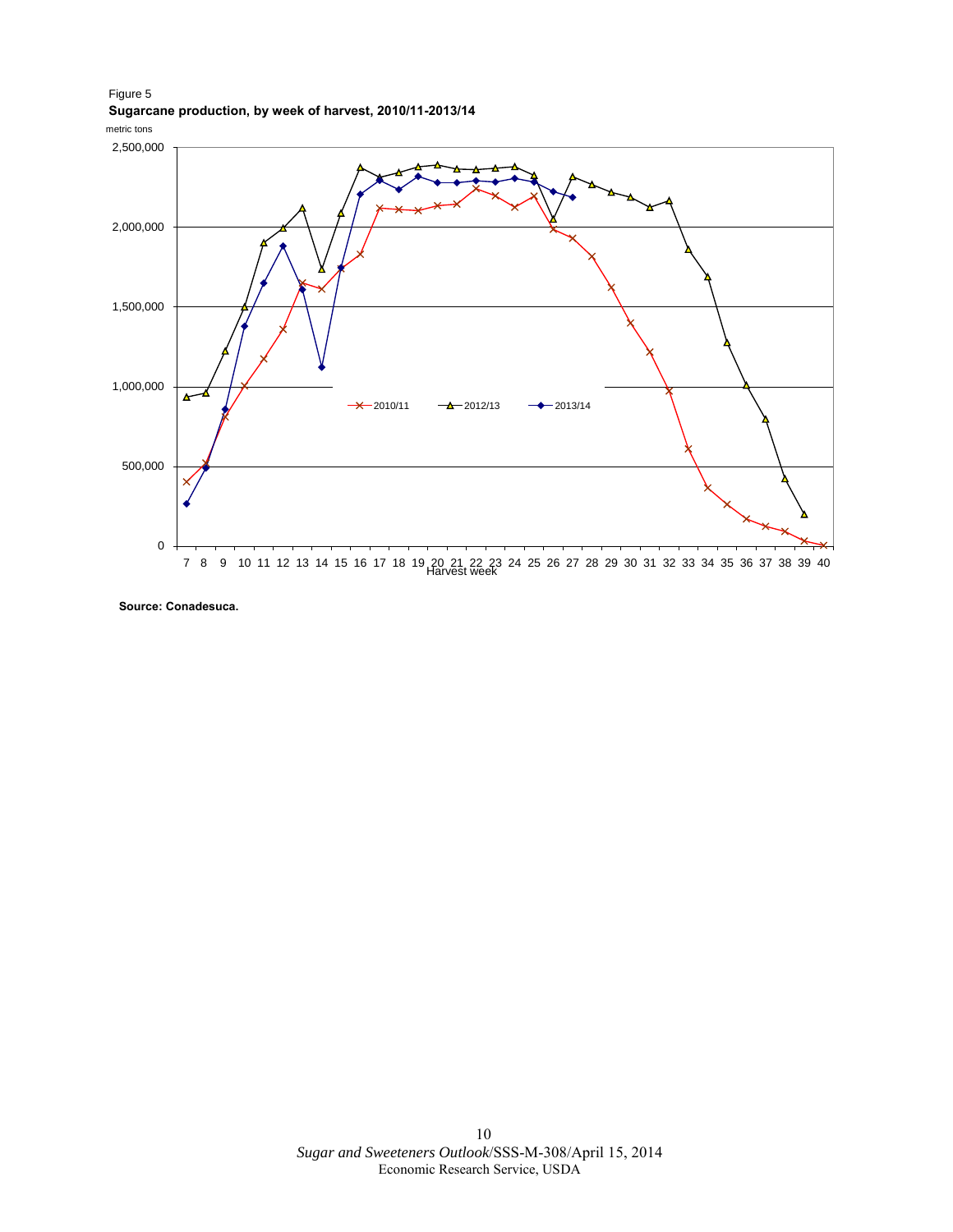Figure 5

**Sugarcane production, by week of harvest, 2010/11-2013/14**

metric tons

**Source: Conadesuca.**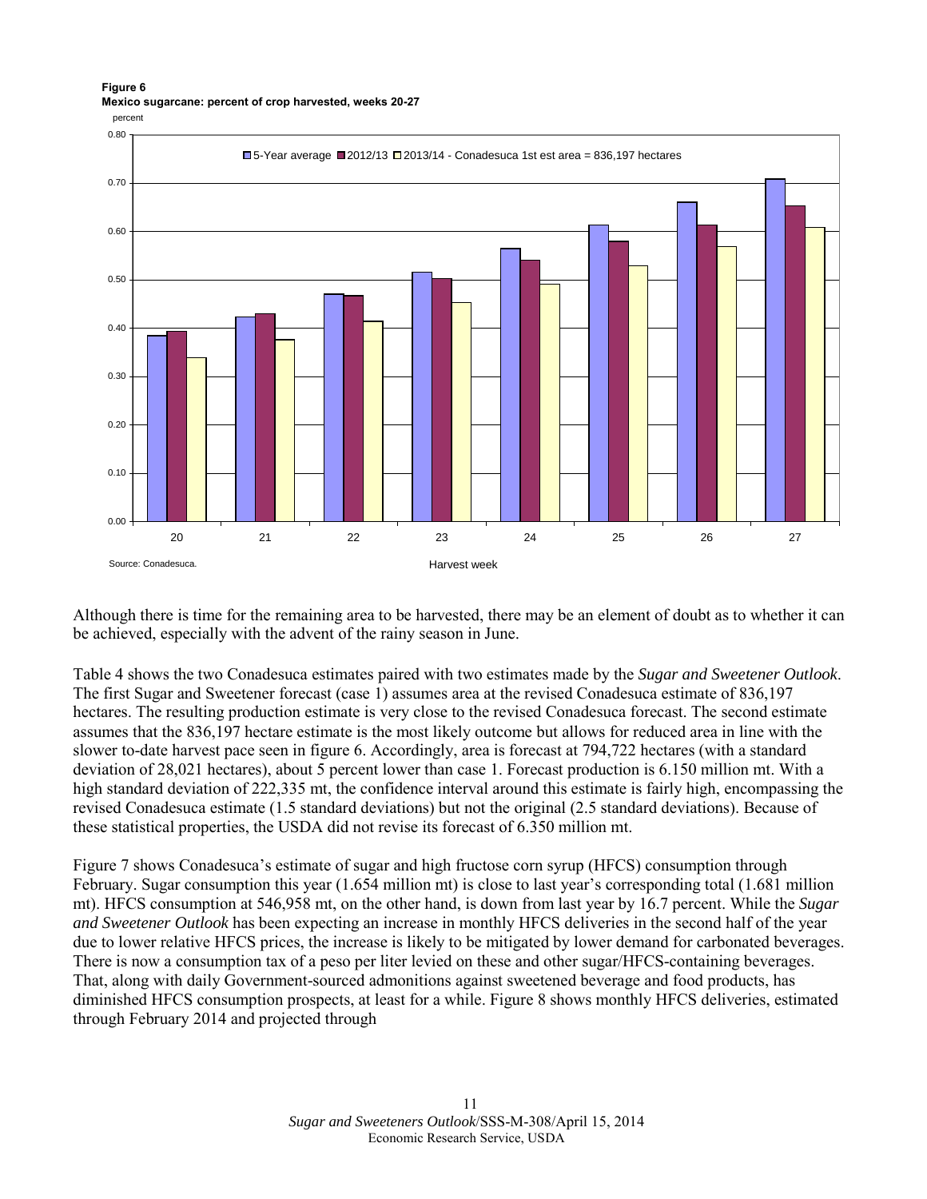**Figure 6**
**Mexico sugarcane: percent of crop harvested, weeks 20-27**

Although there is time for the remaining area to be harvested, there may be an element of doubt as to whether it can be achieved, especially with the advent of the rainy season in June.

Table 4 shows the two Conadesuca estimates paired with two estimates made by the *Sugar and Sweetener Outlook*. The first Sugar and Sweetener forecast (case 1) assumes area at the revised Conadesuca estimate of 836,197 hectares. The resulting production estimate is very close to the revised Conadesuca forecast. The second estimate assumes that the 836,197 hectare estimate is the most likely outcome but allows for reduced area in line with the slower to-date harvest pace seen in figure 6. Accordingly, area is forecast at 794,722 hectares (with a standard deviation of 28,021 hectares), about 5 percent lower than case 1. Forecast production is 6.150 million mt. With a high standard deviation of 222,335 mt, the confidence interval around this estimate is fairly high, encompassing the revised Conadesuca estimate (1.5 standard deviations) but not the original (2.5 standard deviations). Because of these statistical properties, the USDA did not revise its forecast of 6.350 million mt.

Figure 7 shows Conadesuca's estimate of sugar and high fructose corn syrup (HFCS) consumption through February. Sugar consumption this year (1.654 million mt) is close to last year's corresponding total (1.681 million mt). HFCS consumption at 546,958 mt, on the other hand, is down from last year by 16.7 percent. While the *Sugar and Sweetener Outlook* has been expecting an increase in monthly HFCS deliveries in the second half of the year due to lower relative HFCS prices, the increase is likely to be mitigated by lower demand for carbonated beverages. There is now a consumption tax of a peso per liter levied on these and other sugar/HFCS-containing beverages. That, along with daily Government-sourced admonitions against sweetened beverage and food products, has diminished HFCS consumption prospects, at least for a while. Figure 8 shows monthly HFCS deliveries, estimated through February 2014 and projected through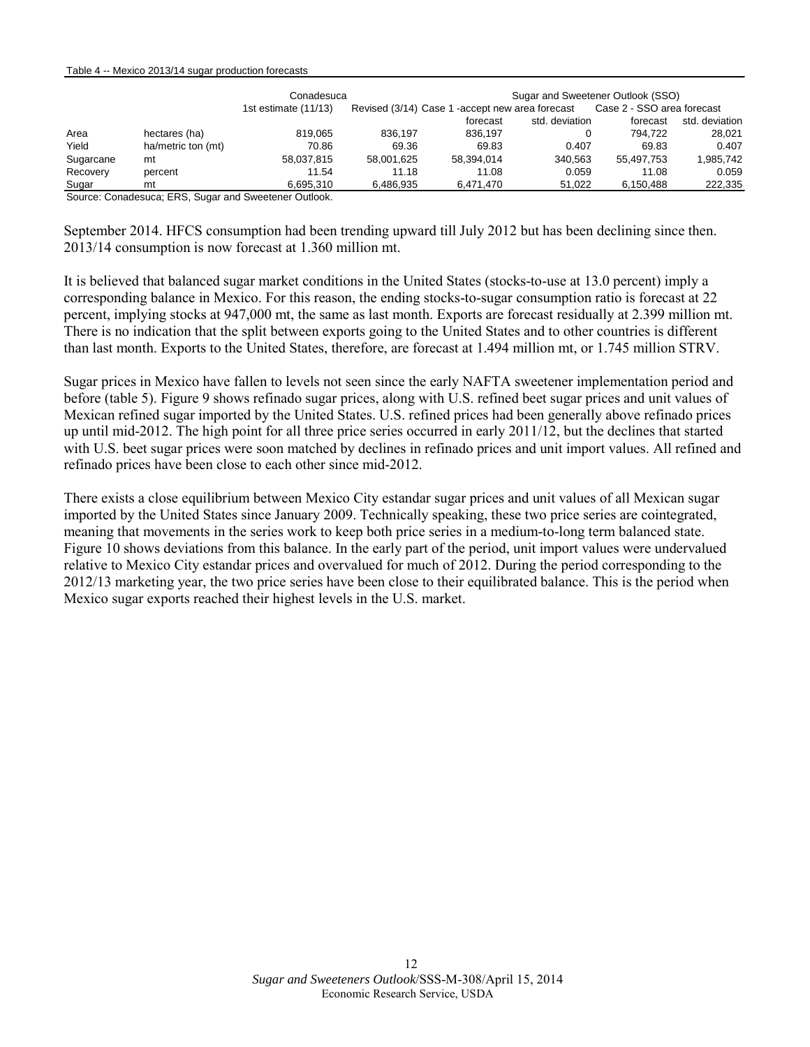Table 4 -- Mexico 2013/14 sugar production forecasts

| | | Conadesuca | | Sugar and Sweetener Outlook (SSO) | | | |
|---|---|---|---|---|---|---|---|
| | | 1st estimate (11/13) | Revised (3/14) | Case 1 -accept new area forecast | | Case 2 - SSO area forecast | |
| | | | | forecast | std. deviation | forecast | std. deviation |
| Area | hectares (ha) | 819,065 | 836,197 | 836,197 | 0 | 794,722 | 28,021 |
| Yield | ha/metric ton (mt) | 70.86 | 69.36 | 69.83 | 0.407 | 69.83 | 0.407 |
| Sugarcane | mt | 58,037,815 | 58,001,625 | 58,394,014 | 340,563 | 55,497,753 | 1,985,742 |
| Recovery | percent | 11.54 | 11.18 | 11.08 | 0.059 | 11.08 | 0.059 |
| Sugar | mt | 6,695,310 | 6,486,935 | 6,471,470 | 51,022 | 6,150,488 | 222,335 |

Source: Conadesuca; ERS, Sugar and Sweetener Outlook.

September 2014. HFCS consumption had been trending upward till July 2012 but has been declining since then. 2013/14 consumption is now forecast at 1.360 million mt.

It is believed that balanced sugar market conditions in the United States (stocks-to-use at 13.0 percent) imply a corresponding balance in Mexico. For this reason, the ending stocks-to-sugar consumption ratio is forecast at 22 percent, implying stocks at 947,000 mt, the same as last month. Exports are forecast residually at 2.399 million mt. There is no indication that the split between exports going to the United States and to other countries is different than last month. Exports to the United States, therefore, are forecast at 1.494 million mt, or 1.745 million STRV.

Sugar prices in Mexico have fallen to levels not seen since the early NAFTA sweetener implementation period and before (table 5). Figure 9 shows refinado sugar prices, along with U.S. refined beet sugar prices and unit values of Mexican refined sugar imported by the United States. U.S. refined prices had been generally above refinado prices up until mid-2012. The high point for all three price series occurred in early 2011/12, but the declines that started with U.S. beet sugar prices were soon matched by declines in refinado prices and unit import values. All refined and refinado prices have been close to each other since mid-2012.

There exists a close equilibrium between Mexico City estandar sugar prices and unit values of all Mexican sugar imported by the United States since January 2009. Technically speaking, these two price series are cointegrated, meaning that movements in the series work to keep both price series in a medium-to-long term balanced state. Figure 10 shows deviations from this balance. In the early part of the period, unit import values were undervalued relative to Mexico City estandar prices and overvalued for much of 2012. During the period corresponding to the 2012/13 marketing year, the two price series have been close to their equilibrated balance. This is the period when Mexico sugar exports reached their highest levels in the U.S. market.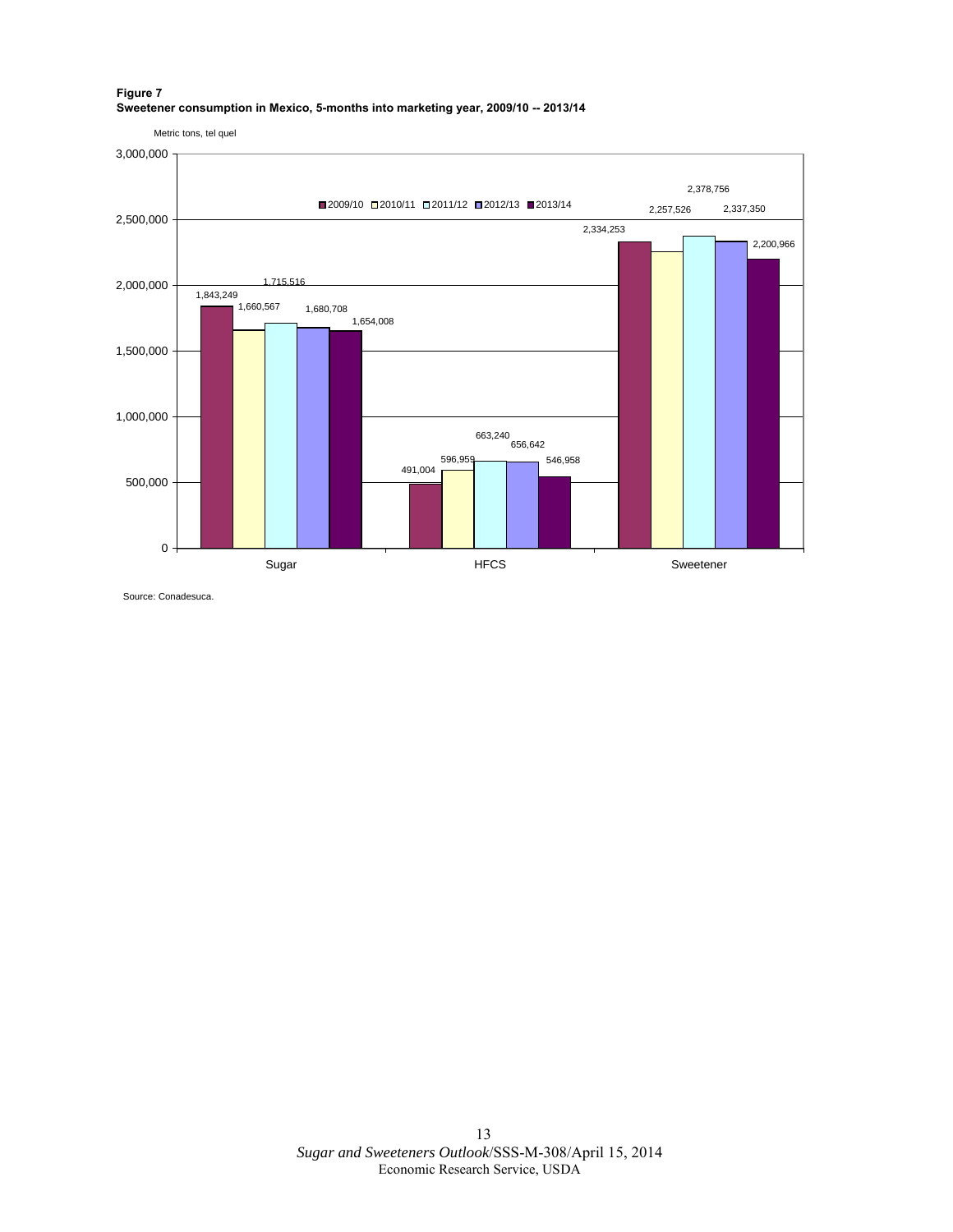**Figure 7**
**Sweetener consumption in Mexico, 5-months into marketing year, 2009/10 -- 2013/14**

Metric tons, tel quel

| | 2009/10 | 2010/11 | 2011/12 | 2012/13 | 2013/14 |
|---|---|---|---|---|---|
| Sugar | 1,843,249 | 1,660,567 | 1,715,516 | 1,680,708 | 1,654,008 |
| HFCS | 491,004 | 596,959 | 663,240 | 656,642 | 546,958 |
| Sweetener | 2,334,253 | 2,257,526 | 2,378,756 | 2,337,350 | 2,200,966 |

Source: Conadesuca.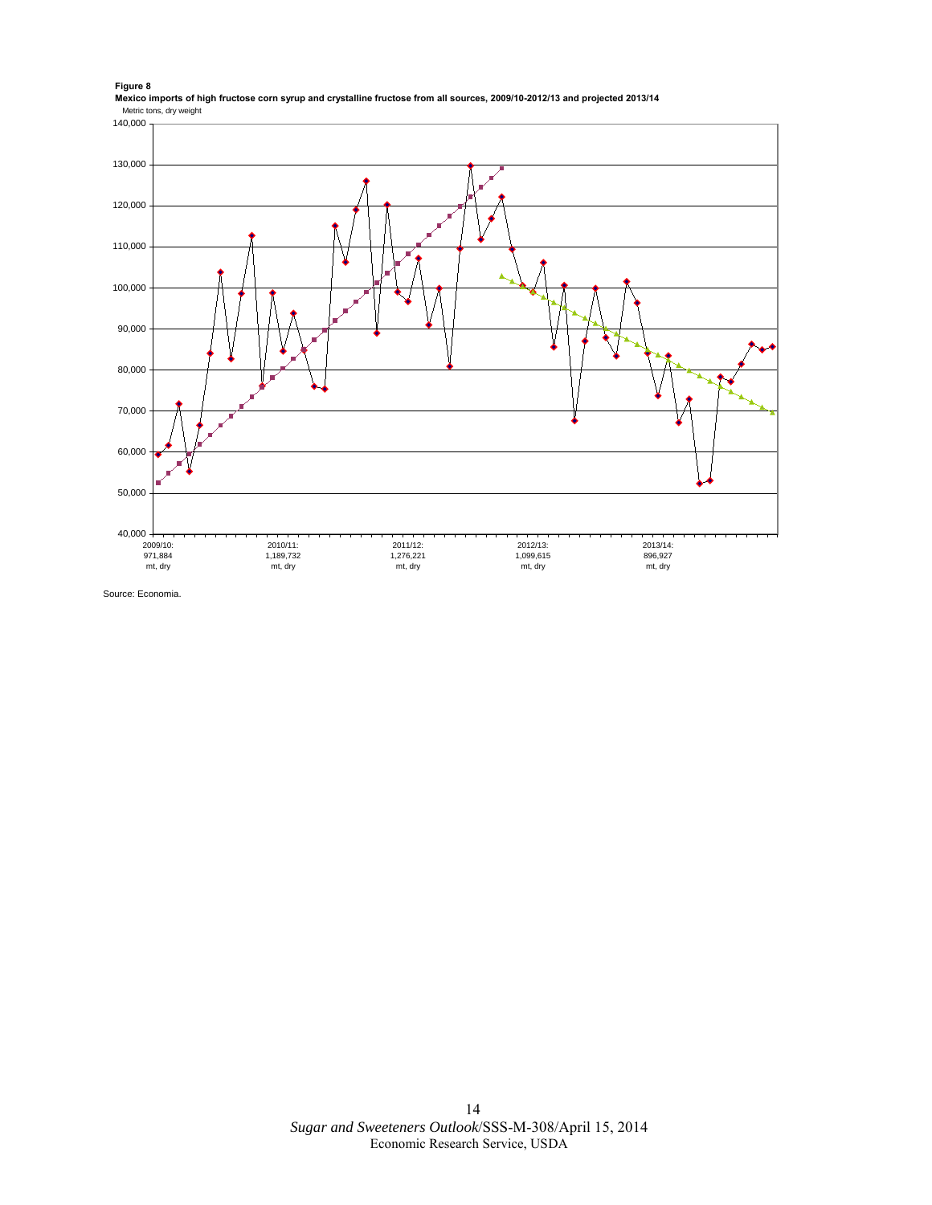**Figure 8**

**Mexico imports of high fructose corn syrup and crystalline fructose from all sources, 2009/10-2012/13 and projected 2013/14**

Metric tons, dry weight

140,000
130,000
120,000
110,000
100,000
90,000
80,000
70,000
60,000
50,000
40,000

2009/10: 971,884 mt, dry
2010/11: 1,189,732 mt, dry
2011/12: 1,276,221 mt, dry
2012/13: 1,099,615 mt, dry
2013/14: 896,927 mt, dry

Source: Economia.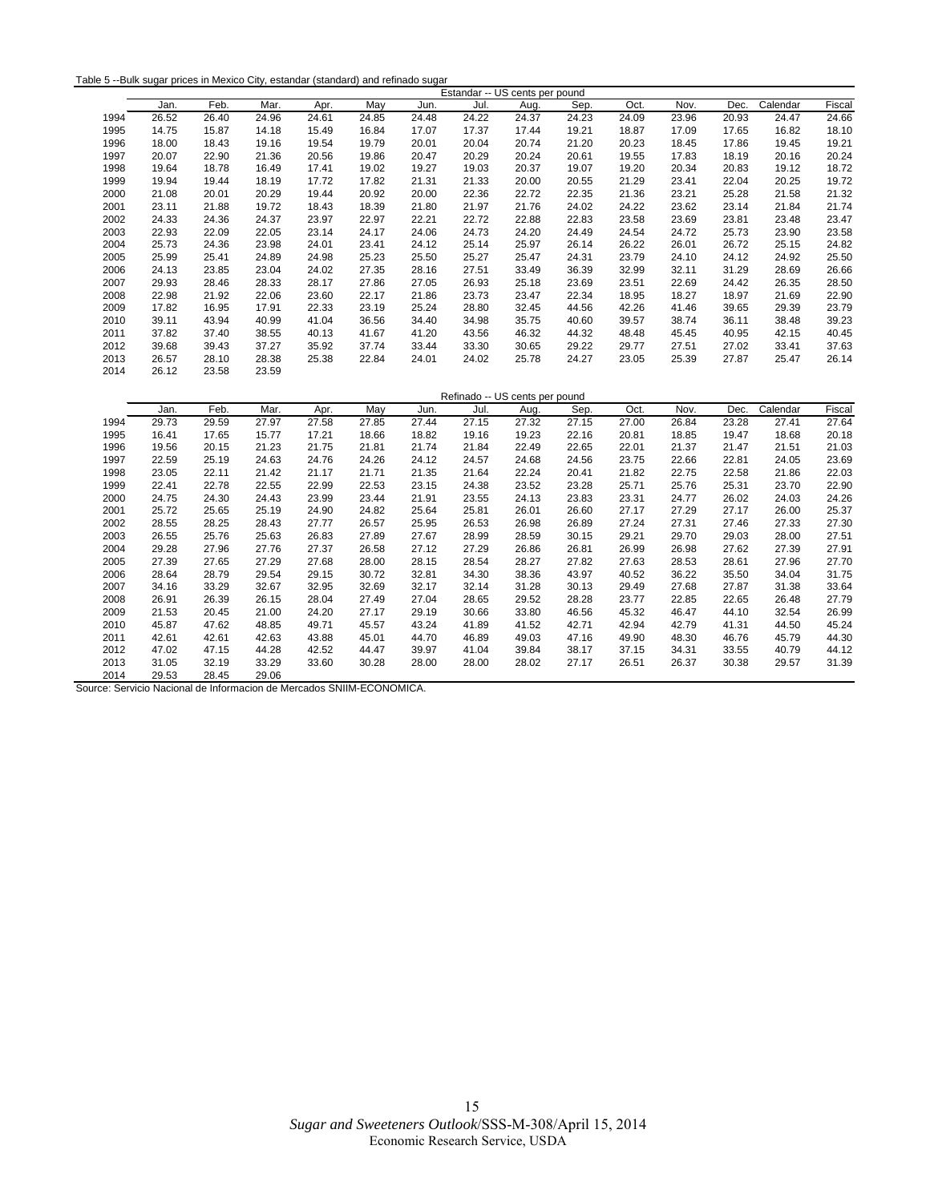Table 5 --Bulk sugar prices in Mexico City, estandar (standard) and refinado sugar

| | Estandar -- US cents per pound | | | | | | | | | | | | | |
|---|---|---|---|---|---|---|---|---|---|---|---|---|---|---|
| | Jan. | Feb. | Mar. | Apr. | May | Jun. | Jul. | Aug. | Sep. | Oct. | Nov. | Dec. | Calendar | Fiscal |
| 1994 | 26.52 | 26.40 | 24.96 | 24.61 | 24.85 | 24.48 | 24.22 | 24.37 | 24.23 | 24.09 | 23.96 | 20.93 | 24.47 | 24.66 |
| 1995 | 14.75 | 15.87 | 14.18 | 15.49 | 16.84 | 17.07 | 17.37 | 17.44 | 19.21 | 18.87 | 17.09 | 17.65 | 16.82 | 18.10 |
| 1996 | 18.00 | 18.43 | 19.16 | 19.54 | 19.79 | 20.01 | 20.04 | 20.74 | 21.20 | 20.23 | 18.45 | 17.86 | 19.45 | 19.21 |
| 1997 | 20.07 | 22.90 | 21.36 | 20.56 | 19.86 | 20.47 | 20.29 | 20.24 | 20.61 | 19.55 | 17.83 | 18.19 | 20.16 | 20.24 |
| 1998 | 19.64 | 18.78 | 16.49 | 17.41 | 19.02 | 19.27 | 19.03 | 20.37 | 19.07 | 19.20 | 20.34 | 20.83 | 19.12 | 18.72 |
| 1999 | 19.94 | 19.44 | 18.19 | 17.72 | 17.82 | 21.31 | 21.33 | 20.00 | 20.55 | 21.29 | 23.41 | 22.04 | 20.25 | 19.72 |
| 2000 | 21.08 | 20.01 | 20.29 | 19.44 | 20.92 | 20.00 | 22.36 | 22.72 | 22.35 | 21.36 | 23.21 | 25.28 | 21.58 | 21.32 |
| 2001 | 23.11 | 21.88 | 19.72 | 18.43 | 18.39 | 21.80 | 21.97 | 21.76 | 24.02 | 24.22 | 23.62 | 23.14 | 21.84 | 21.74 |
| 2002 | 24.33 | 24.36 | 24.37 | 23.97 | 22.97 | 22.21 | 22.72 | 22.88 | 22.83 | 23.58 | 23.69 | 23.81 | 23.48 | 23.47 |
| 2003 | 22.93 | 22.09 | 22.05 | 23.14 | 24.17 | 24.06 | 24.73 | 24.20 | 24.49 | 24.54 | 24.72 | 25.73 | 23.90 | 23.58 |
| 2004 | 25.73 | 24.36 | 23.98 | 24.01 | 23.41 | 24.12 | 25.14 | 25.97 | 26.14 | 26.22 | 26.01 | 26.72 | 25.15 | 24.82 |
| 2005 | 25.99 | 25.41 | 24.89 | 24.98 | 25.23 | 25.50 | 25.27 | 25.47 | 24.31 | 23.79 | 24.10 | 24.12 | 24.92 | 25.50 |
| 2006 | 24.13 | 23.85 | 23.04 | 24.02 | 27.35 | 28.16 | 27.51 | 33.49 | 36.39 | 32.99 | 32.11 | 31.29 | 28.69 | 26.66 |
| 2007 | 29.93 | 28.46 | 28.33 | 28.17 | 27.86 | 27.05 | 26.93 | 25.18 | 23.69 | 23.51 | 22.69 | 24.42 | 26.35 | 28.50 |
| 2008 | 22.98 | 21.92 | 22.06 | 23.60 | 22.17 | 21.86 | 23.73 | 23.47 | 22.34 | 18.95 | 18.27 | 18.97 | 21.69 | 22.90 |
| 2009 | 17.82 | 16.95 | 17.91 | 22.33 | 23.19 | 25.24 | 28.80 | 32.45 | 44.56 | 42.26 | 41.46 | 39.65 | 29.39 | 23.79 |
| 2010 | 39.11 | 43.94 | 40.99 | 41.04 | 36.56 | 34.40 | 34.98 | 35.75 | 40.60 | 39.57 | 38.74 | 36.11 | 38.48 | 39.23 |
| 2011 | 37.82 | 37.40 | 38.55 | 40.13 | 41.67 | 41.20 | 43.56 | 46.32 | 44.32 | 48.48 | 45.45 | 40.95 | 42.15 | 40.45 |
| 2012 | 39.68 | 39.43 | 37.27 | 35.92 | 37.74 | 33.44 | 33.30 | 30.65 | 29.22 | 29.77 | 27.51 | 27.02 | 33.41 | 37.63 |
| 2013 | 26.57 | 28.10 | 28.38 | 25.38 | 22.84 | 24.01 | 24.02 | 25.78 | 24.27 | 23.05 | 25.39 | 27.87 | 25.47 | 26.14 |
| 2014 | 26.12 | 23.58 | 23.59 | | | | | | | | | | | |
| | Refinado -- US cents per pound | | | | | | | | | | | | | |
| | Jan. | Feb. | Mar. | Apr. | May | Jun. | Jul. | Aug. | Sep. | Oct. | Nov. | Dec. | Calendar | Fiscal |
| 1994 | 29.73 | 29.59 | 27.97 | 27.58 | 27.85 | 27.44 | 27.15 | 27.32 | 27.15 | 27.00 | 26.84 | 23.28 | 27.41 | 27.64 |
| 1995 | 16.41 | 17.65 | 15.77 | 17.21 | 18.66 | 18.82 | 19.16 | 19.23 | 22.16 | 20.81 | 18.85 | 19.47 | 18.68 | 20.18 |
| 1996 | 19.56 | 20.15 | 21.23 | 21.75 | 21.81 | 21.74 | 21.84 | 22.49 | 22.65 | 22.01 | 21.37 | 21.47 | 21.51 | 21.03 |
| 1997 | 22.59 | 25.19 | 24.63 | 24.76 | 24.26 | 24.12 | 24.57 | 24.68 | 24.56 | 23.75 | 22.66 | 22.81 | 24.05 | 23.69 |
| 1998 | 23.05 | 22.11 | 21.42 | 21.17 | 21.71 | 21.35 | 21.64 | 22.24 | 20.41 | 21.82 | 22.75 | 22.58 | 21.86 | 22.03 |
| 1999 | 22.41 | 22.78 | 22.55 | 22.99 | 22.53 | 23.15 | 24.38 | 23.52 | 23.28 | 25.71 | 25.76 | 25.31 | 23.70 | 22.90 |
| 2000 | 24.75 | 24.30 | 24.43 | 23.99 | 23.44 | 21.91 | 23.55 | 24.13 | 23.83 | 23.31 | 24.77 | 26.02 | 24.03 | 24.26 |
| 2001 | 25.72 | 25.65 | 25.19 | 24.90 | 24.82 | 25.64 | 25.81 | 26.01 | 26.60 | 27.17 | 27.29 | 27.17 | 26.00 | 25.37 |
| 2002 | 28.55 | 28.25 | 28.43 | 27.77 | 26.57 | 25.95 | 26.53 | 26.98 | 26.89 | 27.24 | 27.31 | 27.46 | 27.33 | 27.30 |
| 2003 | 26.55 | 25.76 | 25.63 | 26.83 | 27.89 | 27.67 | 28.99 | 28.59 | 30.15 | 29.21 | 29.70 | 29.03 | 28.00 | 27.51 |
| 2004 | 29.28 | 27.96 | 27.76 | 27.37 | 26.58 | 27.12 | 27.29 | 26.86 | 26.81 | 26.99 | 26.98 | 27.62 | 27.39 | 27.91 |
| 2005 | 27.39 | 27.65 | 27.29 | 27.68 | 28.00 | 28.15 | 28.54 | 28.27 | 27.82 | 27.63 | 28.53 | 28.61 | 27.96 | 27.70 |
| 2006 | 28.64 | 28.79 | 29.54 | 29.15 | 30.72 | 32.81 | 34.30 | 38.36 | 43.97 | 40.52 | 36.22 | 35.50 | 34.04 | 31.75 |
| 2007 | 34.16 | 33.29 | 32.67 | 32.95 | 32.69 | 32.17 | 32.14 | 31.28 | 30.13 | 29.49 | 27.68 | 27.87 | 31.38 | 33.64 |
| 2008 | 26.91 | 26.39 | 26.15 | 28.04 | 27.49 | 27.04 | 28.65 | 29.52 | 28.28 | 23.77 | 22.85 | 22.65 | 26.48 | 27.79 |
| 2009 | 21.53 | 20.45 | 21.00 | 24.20 | 27.17 | 29.19 | 30.66 | 33.80 | 46.56 | 45.32 | 46.47 | 44.10 | 32.54 | 26.99 |
| 2010 | 45.87 | 47.62 | 48.85 | 49.71 | 45.57 | 43.24 | 41.89 | 41.52 | 42.71 | 42.94 | 42.79 | 41.31 | 44.50 | 45.24 |
| 2011 | 42.61 | 42.61 | 42.63 | 43.88 | 45.01 | 44.70 | 46.89 | 49.03 | 47.16 | 49.90 | 48.30 | 46.76 | 45.79 | 44.30 |
| 2012 | 47.02 | 47.15 | 44.28 | 42.52 | 44.47 | 39.97 | 41.04 | 39.84 | 38.17 | 37.15 | 34.31 | 33.55 | 40.79 | 44.12 |
| 2013 | 31.05 | 32.19 | 33.29 | 33.60 | 30.28 | 28.00 | 28.00 | 28.02 | 27.17 | 26.51 | 26.37 | 30.38 | 29.57 | 31.39 |
| 2014 | 29.53 | 28.45 | 29.06 | | | | | | | | | | | |

Source: Servicio Nacional de Informacion de Mercados SNIIM-ECONOMICA.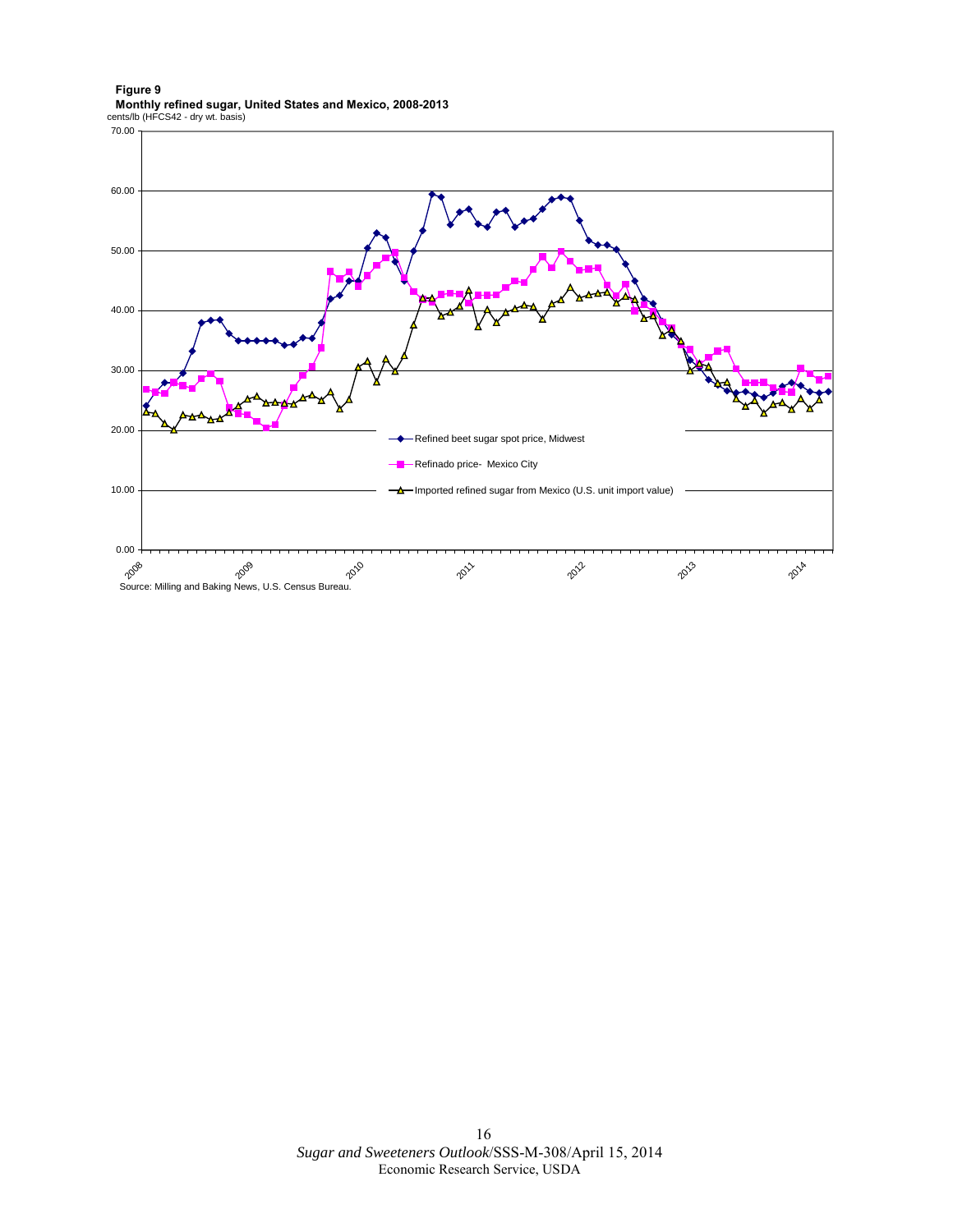**Figure 9**
**Monthly refined sugar, United States and Mexico, 2008-2013**
cents/lb (HFCS42 - dry wt. basis)

Source: Milling and Baking News, U.S. Census Bureau.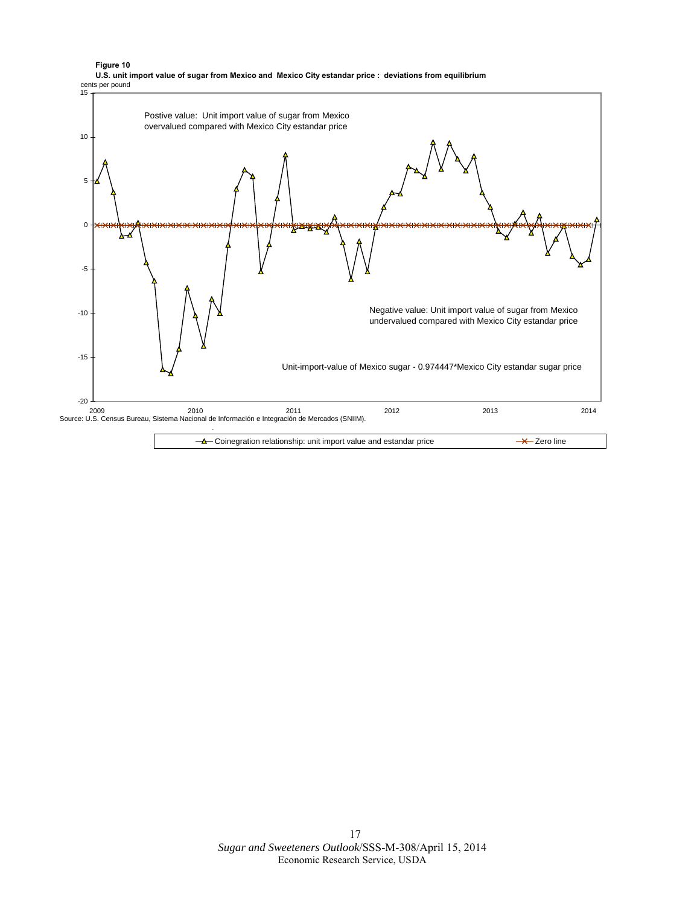**Figure 10**

**U.S. unit import value of sugar from Mexico and Mexico City estandar price : deviations from equilibrium**

cents per pound

Postive value: Unit import value of sugar from Mexico overvalued compared with Mexico City estandar price

Negative value: Unit import value of sugar from Mexico undervalued compared with Mexico City estandar price

Unit-import-value of Mexico sugar - 0.974447*Mexico City estandar sugar price

Source: U.S. Census Bureau, Sistema Nacional de Información e Integración de Mercados (SNIIM).

Coinegration relationship: unit import value and estandar price — Zero line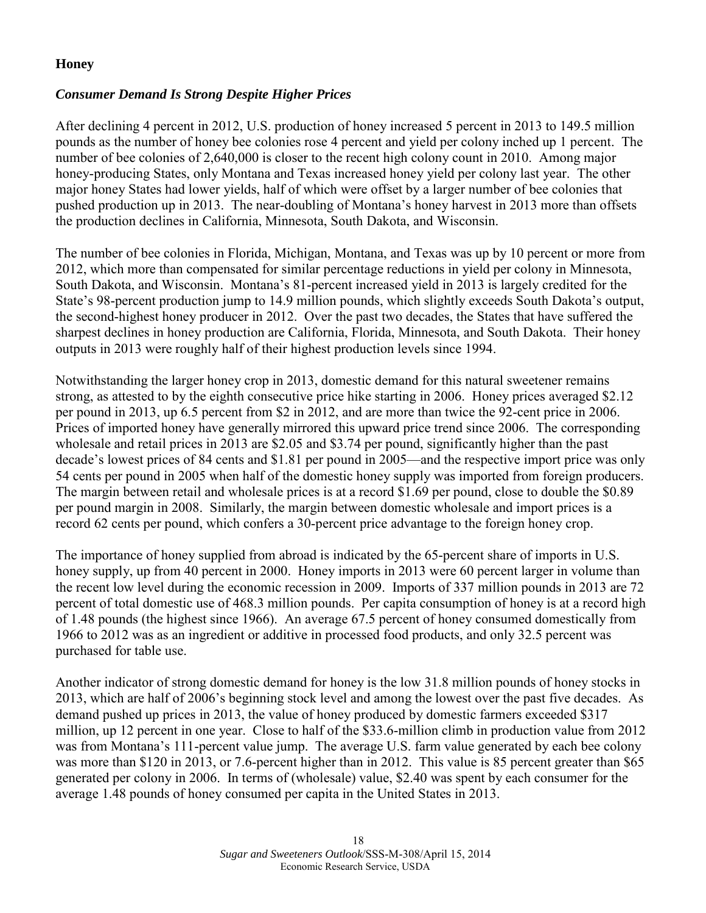## Honey

### *Consumer Demand Is Strong Despite Higher Prices*

After declining 4 percent in 2012, U.S. production of honey increased 5 percent in 2013 to 149.5 million pounds as the number of honey bee colonies rose 4 percent and yield per colony inched up 1 percent. The number of bee colonies of 2,640,000 is closer to the recent high colony count in 2010. Among major honey-producing States, only Montana and Texas increased honey yield per colony last year. The other major honey States had lower yields, half of which were offset by a larger number of bee colonies that pushed production up in 2013. The near-doubling of Montana's honey harvest in 2013 more than offsets the production declines in California, Minnesota, South Dakota, and Wisconsin.

The number of bee colonies in Florida, Michigan, Montana, and Texas was up by 10 percent or more from 2012, which more than compensated for similar percentage reductions in yield per colony in Minnesota, South Dakota, and Wisconsin. Montana's 81-percent increased yield in 2013 is largely credited for the State's 98-percent production jump to 14.9 million pounds, which slightly exceeds South Dakota's output, the second-highest honey producer in 2012. Over the past two decades, the States that have suffered the sharpest declines in honey production are California, Florida, Minnesota, and South Dakota. Their honey outputs in 2013 were roughly half of their highest production levels since 1994.

Notwithstanding the larger honey crop in 2013, domestic demand for this natural sweetener remains strong, as attested to by the eighth consecutive price hike starting in 2006. Honey prices averaged $2.12 per pound in 2013, up 6.5 percent from $2 in 2012, and are more than twice the 92-cent price in 2006. Prices of imported honey have generally mirrored this upward price trend since 2006. The corresponding wholesale and retail prices in 2013 are $2.05 and $3.74 per pound, significantly higher than the past decade's lowest prices of 84 cents and $1.81 per pound in 2005—and the respective import price was only 54 cents per pound in 2005 when half of the domestic honey supply was imported from foreign producers. The margin between retail and wholesale prices is at a record $1.69 per pound, close to double the $0.89 per pound margin in 2008. Similarly, the margin between domestic wholesale and import prices is a record 62 cents per pound, which confers a 30-percent price advantage to the foreign honey crop.

The importance of honey supplied from abroad is indicated by the 65-percent share of imports in U.S. honey supply, up from 40 percent in 2000. Honey imports in 2013 were 60 percent larger in volume than the recent low level during the economic recession in 2009. Imports of 337 million pounds in 2013 are 72 percent of total domestic use of 468.3 million pounds. Per capita consumption of honey is at a record high of 1.48 pounds (the highest since 1966). An average 67.5 percent of honey consumed domestically from 1966 to 2012 was as an ingredient or additive in processed food products, and only 32.5 percent was purchased for table use.

Another indicator of strong domestic demand for honey is the low 31.8 million pounds of honey stocks in 2013, which are half of 2006's beginning stock level and among the lowest over the past five decades. As demand pushed up prices in 2013, the value of honey produced by domestic farmers exceeded $317 million, up 12 percent in one year. Close to half of the $33.6-million climb in production value from 2012 was from Montana's 111-percent value jump. The average U.S. farm value generated by each bee colony was more than $120 in 2013, or 7.6-percent higher than in 2012. This value is 85 percent greater than $65 generated per colony in 2006. In terms of (wholesale) value, $2.40 was spent by each consumer for the average 1.48 pounds of honey consumed per capita in the United States in 2013.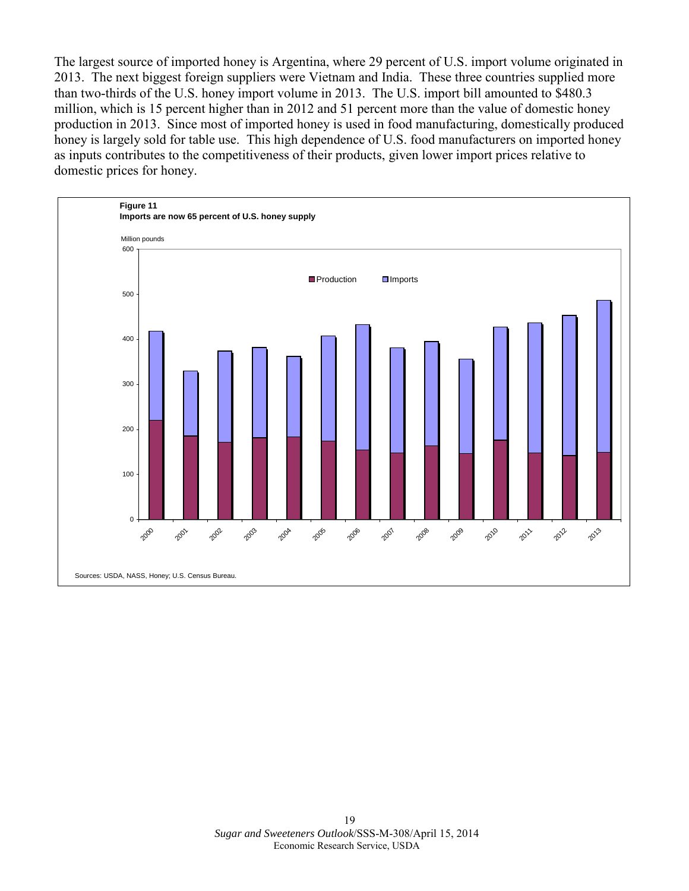The largest source of imported honey is Argentina, where 29 percent of U.S. import volume originated in 2013. The next biggest foreign suppliers were Vietnam and India. These three countries supplied more than two-thirds of the U.S. honey import volume in 2013. The U.S. import bill amounted to $480.3 million, which is 15 percent higher than in 2012 and 51 percent more than the value of domestic honey production in 2013. Since most of imported honey is used in food manufacturing, domestically produced honey is largely sold for table use. This high dependence of U.S. food manufacturers on imported honey as inputs contributes to the competitiveness of their products, given lower import prices relative to domestic prices for honey.

**Figure 11**
**Imports are now 65 percent of U.S. honey supply**

Million pounds

600
500
400
300
200
100
0

Production
Imports

2000 2001 2002 2003 2004 2005 2006 2007 2008 2009 2010 2011 2012 2013

Sources: USDA, NASS, Honey; U.S. Census Bureau.